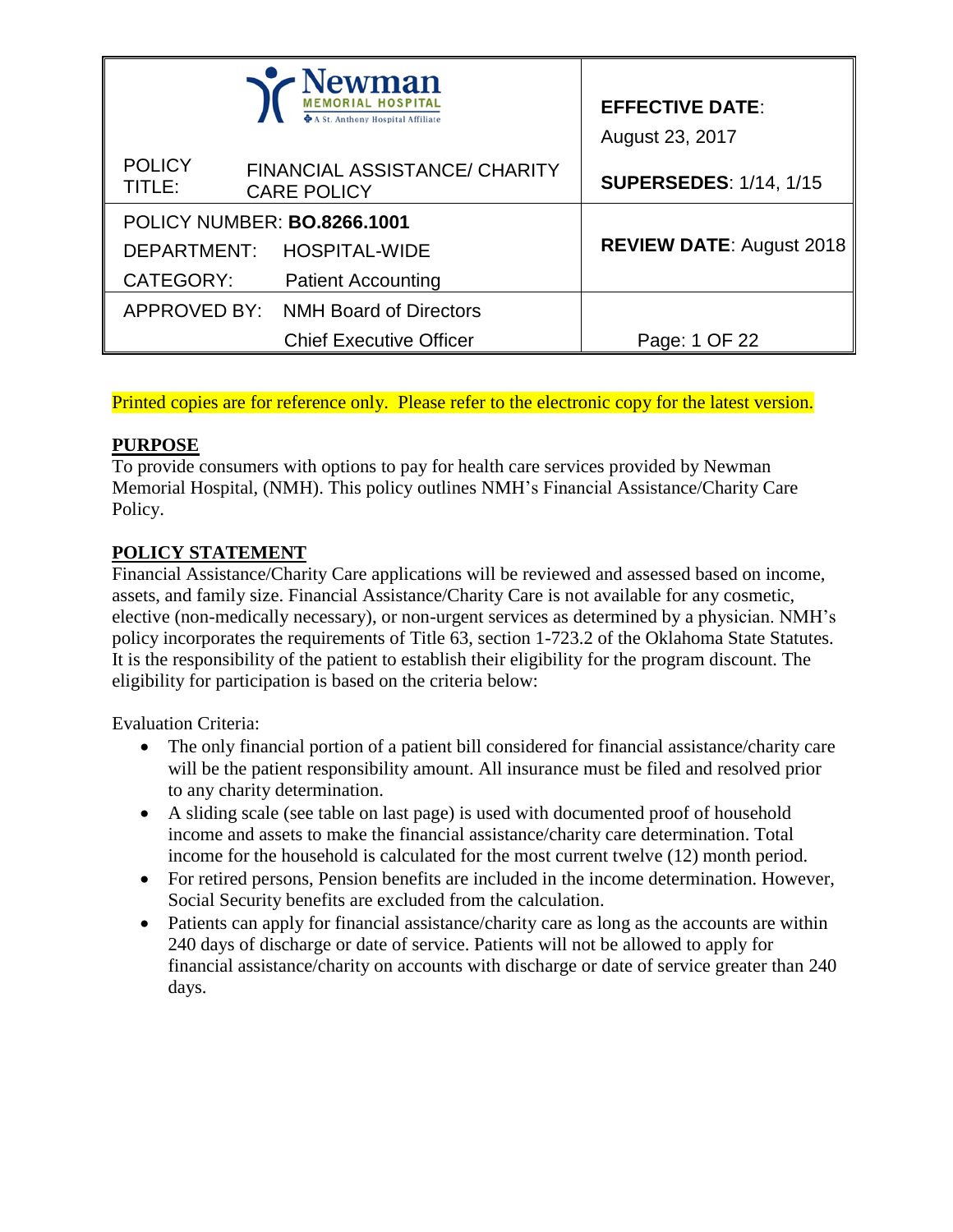| Newman Memorial Hospital — A St. Anthony Hospital Affiliate | | **EFFECTIVE DATE**: August 23, 2017 |
|---|---|---|
| POLICY TITLE: | FINANCIAL ASSISTANCE/ CHARITY CARE POLICY | **SUPERSEDES**: 1/14, 1/15 |
| POLICY NUMBER: **BO.8266.1001** | | **REVIEW DATE**: August 2018 |
| DEPARTMENT: | HOSPITAL-WIDE | |
| CATEGORY: | Patient Accounting | |
| APPROVED BY: | NMH Board of Directors | |
| | Chief Executive Officer | |

Printed copies are for reference only. Please refer to the electronic copy for the latest version.

## PURPOSE

To provide consumers with options to pay for health care services provided by Newman Memorial Hospital, (NMH). This policy outlines NMH's Financial Assistance/Charity Care Policy.

## POLICY STATEMENT

Financial Assistance/Charity Care applications will be reviewed and assessed based on income, assets, and family size. Financial Assistance/Charity Care is not available for any cosmetic, elective (non-medically necessary), or non-urgent services as determined by a physician. NMH's policy incorporates the requirements of Title 63, section 1-723.2 of the Oklahoma State Statutes. It is the responsibility of the patient to establish their eligibility for the program discount. The eligibility for participation is based on the criteria below:

Evaluation Criteria:

- The only financial portion of a patient bill considered for financial assistance/charity care will be the patient responsibility amount. All insurance must be filed and resolved prior to any charity determination.
- A sliding scale (see table on last page) is used with documented proof of household income and assets to make the financial assistance/charity care determination. Total income for the household is calculated for the most current twelve (12) month period.
- For retired persons, Pension benefits are included in the income determination. However, Social Security benefits are excluded from the calculation.
- Patients can apply for financial assistance/charity care as long as the accounts are within 240 days of discharge or date of service. Patients will not be allowed to apply for financial assistance/charity on accounts with discharge or date of service greater than 240 days.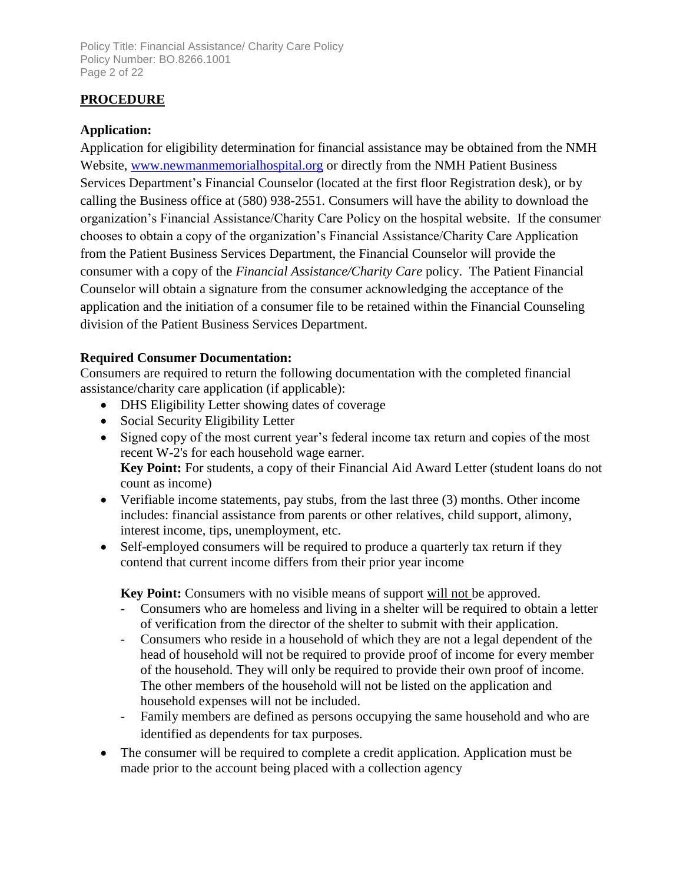## PROCEDURE

### Application:

Application for eligibility determination for financial assistance may be obtained from the NMH Website, [www.newmanmemorialhospital.org](http://www.newmanmemorialhospital.org) or directly from the NMH Patient Business Services Department's Financial Counselor (located at the first floor Registration desk), or by calling the Business office at (580) 938-2551. Consumers will have the ability to download the organization's Financial Assistance/Charity Care Policy on the hospital website. If the consumer chooses to obtain a copy of the organization's Financial Assistance/Charity Care Application from the Patient Business Services Department, the Financial Counselor will provide the consumer with a copy of the *Financial Assistance/Charity Care* policy. The Patient Financial Counselor will obtain a signature from the consumer acknowledging the acceptance of the application and the initiation of a consumer file to be retained within the Financial Counseling division of the Patient Business Services Department.

### Required Consumer Documentation:

Consumers are required to return the following documentation with the completed financial assistance/charity care application (if applicable):

- DHS Eligibility Letter showing dates of coverage
- Social Security Eligibility Letter
- Signed copy of the most current year's federal income tax return and copies of the most recent W-2's for each household wage earner.
  **Key Point:** For students, a copy of their Financial Aid Award Letter (student loans do not count as income)
- Verifiable income statements, pay stubs, from the last three (3) months. Other income includes: financial assistance from parents or other relatives, child support, alimony, interest income, tips, unemployment, etc.
- Self-employed consumers will be required to produce a quarterly tax return if they contend that current income differs from their prior year income

  **Key Point:** Consumers with no visible means of support will not be approved.
  - Consumers who are homeless and living in a shelter will be required to obtain a letter of verification from the director of the shelter to submit with their application.
  - Consumers who reside in a household of which they are not a legal dependent of the head of household will not be required to provide proof of income for every member of the household. They will only be required to provide their own proof of income. The other members of the household will not be listed on the application and household expenses will not be included.
  - Family members are defined as persons occupying the same household and who are identified as dependents for tax purposes.
- The consumer will be required to complete a credit application. Application must be made prior to the account being placed with a collection agency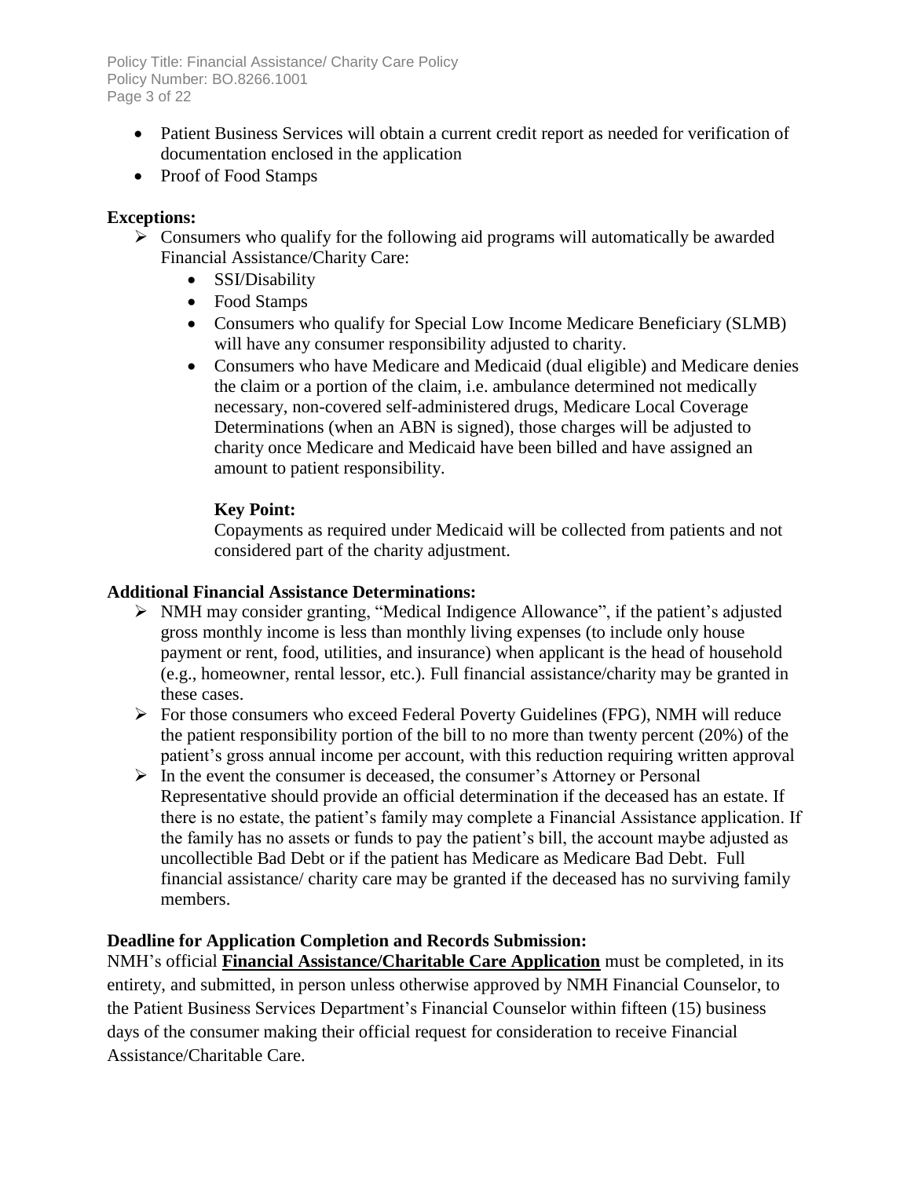- Patient Business Services will obtain a current credit report as needed for verification of documentation enclosed in the application
- Proof of Food Stamps

**Exceptions:**

- Consumers who qualify for the following aid programs will automatically be awarded Financial Assistance/Charity Care:
    - SSI/Disability
    - Food Stamps
    - Consumers who qualify for Special Low Income Medicare Beneficiary (SLMB) will have any consumer responsibility adjusted to charity.
    - Consumers who have Medicare and Medicaid (dual eligible) and Medicare denies the claim or a portion of the claim, i.e. ambulance determined not medically necessary, non-covered self-administered drugs, Medicare Local Coverage Determinations (when an ABN is signed), those charges will be adjusted to charity once Medicare and Medicaid have been billed and have assigned an amount to patient responsibility.

      **Key Point:**
      Copayments as required under Medicaid will be collected from patients and not considered part of the charity adjustment.

**Additional Financial Assistance Determinations:**

- NMH may consider granting, "Medical Indigence Allowance", if the patient's adjusted gross monthly income is less than monthly living expenses (to include only house payment or rent, food, utilities, and insurance) when applicant is the head of household (e.g., homeowner, rental lessor, etc.). Full financial assistance/charity may be granted in these cases.
- For those consumers who exceed Federal Poverty Guidelines (FPG), NMH will reduce the patient responsibility portion of the bill to no more than twenty percent (20%) of the patient's gross annual income per account, with this reduction requiring written approval
- In the event the consumer is deceased, the consumer's Attorney or Personal Representative should provide an official determination if the deceased has an estate. If there is no estate, the patient's family may complete a Financial Assistance application. If the family has no assets or funds to pay the patient's bill, the account maybe adjusted as uncollectible Bad Debt or if the patient has Medicare as Medicare Bad Debt. Full financial assistance/ charity care may be granted if the deceased has no surviving family members.

**Deadline for Application Completion and Records Submission:**

NMH's official **Financial Assistance/Charitable Care Application** must be completed, in its entirety, and submitted, in person unless otherwise approved by NMH Financial Counselor, to the Patient Business Services Department's Financial Counselor within fifteen (15) business days of the consumer making their official request for consideration to receive Financial Assistance/Charitable Care.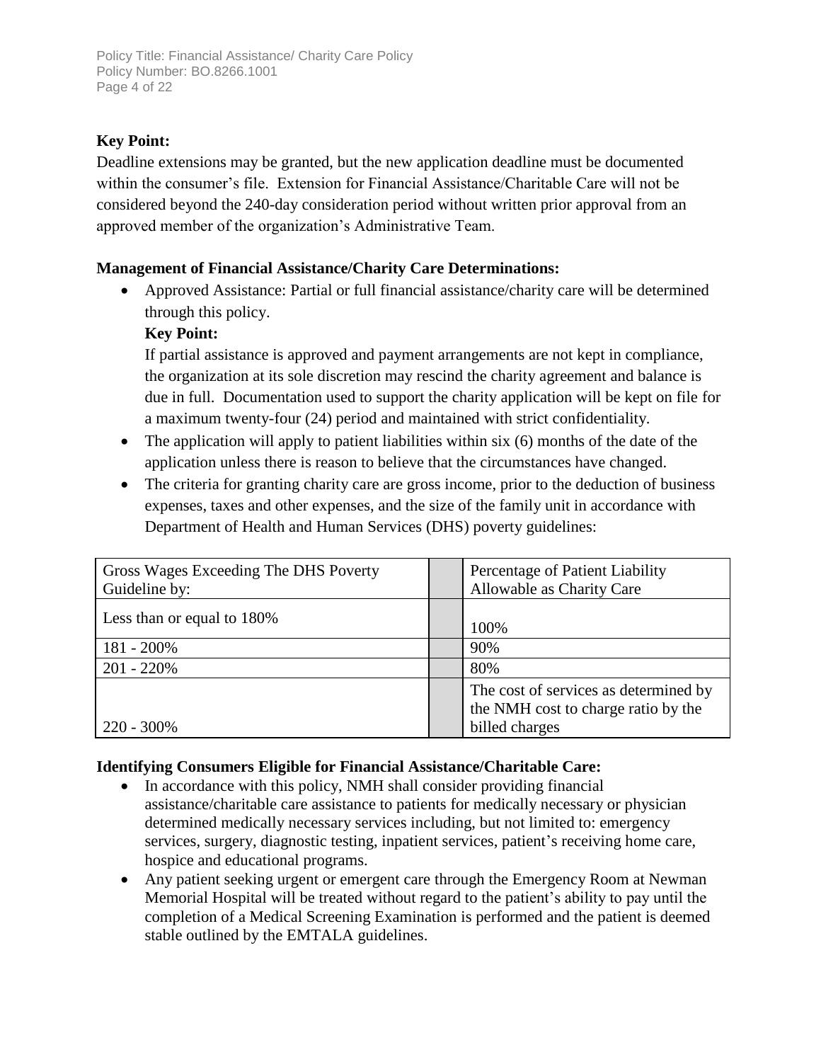**Key Point:**
Deadline extensions may be granted, but the new application deadline must be documented within the consumer's file. Extension for Financial Assistance/Charitable Care will not be considered beyond the 240-day consideration period without written prior approval from an approved member of the organization's Administrative Team.

**Management of Financial Assistance/Charity Care Determinations:**

- Approved Assistance: Partial or full financial assistance/charity care will be determined through this policy.

  **Key Point:**
  If partial assistance is approved and payment arrangements are not kept in compliance, the organization at its sole discretion may rescind the charity agreement and balance is due in full. Documentation used to support the charity application will be kept on file for a maximum twenty-four (24) period and maintained with strict confidentiality.
- The application will apply to patient liabilities within six (6) months of the date of the application unless there is reason to believe that the circumstances have changed.
- The criteria for granting charity care are gross income, prior to the deduction of business expenses, taxes and other expenses, and the size of the family unit in accordance with Department of Health and Human Services (DHS) poverty guidelines:

| Gross Wages Exceeding The DHS Poverty Guideline by: | | Percentage of Patient Liability Allowable as Charity Care |
|---|---|---|
| Less than or equal to 180% | | 100% |
| 181 - 200% | | 90% |
| 201 - 220% | | 80% |
| 220 - 300% | | The cost of services as determined by the NMH cost to charge ratio by the billed charges |

**Identifying Consumers Eligible for Financial Assistance/Charitable Care:**

- In accordance with this policy, NMH shall consider providing financial assistance/charitable care assistance to patients for medically necessary or physician determined medically necessary services including, but not limited to: emergency services, surgery, diagnostic testing, inpatient services, patient's receiving home care, hospice and educational programs.
- Any patient seeking urgent or emergent care through the Emergency Room at Newman Memorial Hospital will be treated without regard to the patient's ability to pay until the completion of a Medical Screening Examination is performed and the patient is deemed stable outlined by the EMTALA guidelines.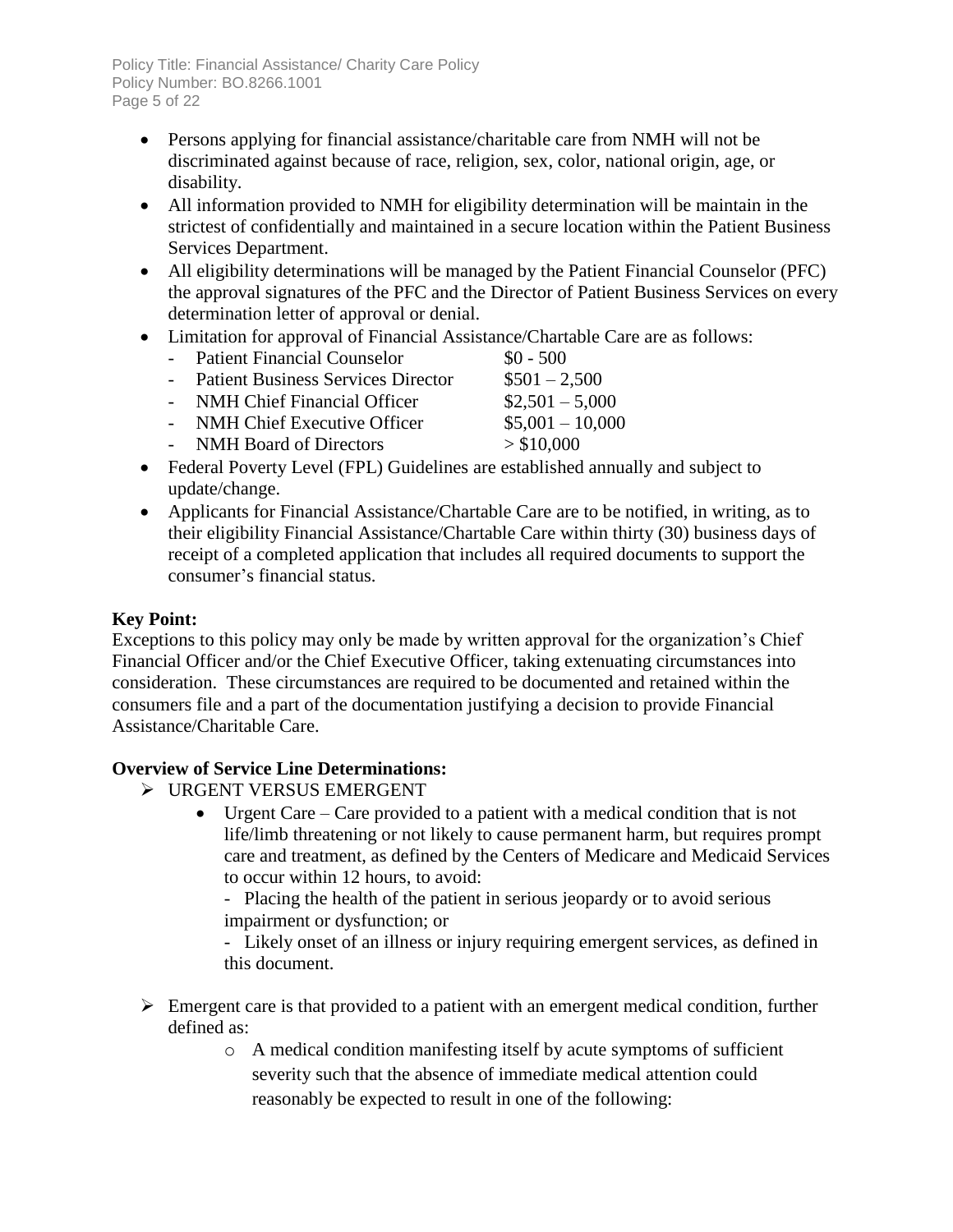- Persons applying for financial assistance/charitable care from NMH will not be discriminated against because of race, religion, sex, color, national origin, age, or disability.
- All information provided to NMH for eligibility determination will be maintain in the strictest of confidentially and maintained in a secure location within the Patient Business Services Department.
- All eligibility determinations will be managed by the Patient Financial Counselor (PFC) the approval signatures of the PFC and the Director of Patient Business Services on every determination letter of approval or denial.
- Limitation for approval of Financial Assistance/Chartable Care are as follows:
  - Patient Financial Counselor $0 - 500
  - Patient Business Services Director $501 – 2,500
  - NMH Chief Financial Officer $2,501 – 5,000
  - NMH Chief Executive Officer $5,001 – 10,000
  - NMH Board of Directors > $10,000
- Federal Poverty Level (FPL) Guidelines are established annually and subject to update/change.
- Applicants for Financial Assistance/Chartable Care are to be notified, in writing, as to their eligibility Financial Assistance/Chartable Care within thirty (30) business days of receipt of a completed application that includes all required documents to support the consumer's financial status.

**Key Point:**
Exceptions to this policy may only be made by written approval for the organization's Chief Financial Officer and/or the Chief Executive Officer, taking extenuating circumstances into consideration. These circumstances are required to be documented and retained within the consumers file and a part of the documentation justifying a decision to provide Financial Assistance/Charitable Care.

**Overview of Service Line Determinations:**

- URGENT VERSUS EMERGENT
  - Urgent Care – Care provided to a patient with a medical condition that is not life/limb threatening or not likely to cause permanent harm, but requires prompt care and treatment, as defined by the Centers of Medicare and Medicaid Services to occur within 12 hours, to avoid:

    - Placing the health of the patient in serious jeopardy or to avoid serious impairment or dysfunction; or

    - Likely onset of an illness or injury requiring emergent services, as defined in this document.

- Emergent care is that provided to a patient with an emergent medical condition, further defined as:
  - A medical condition manifesting itself by acute symptoms of sufficient severity such that the absence of immediate medical attention could reasonably be expected to result in one of the following: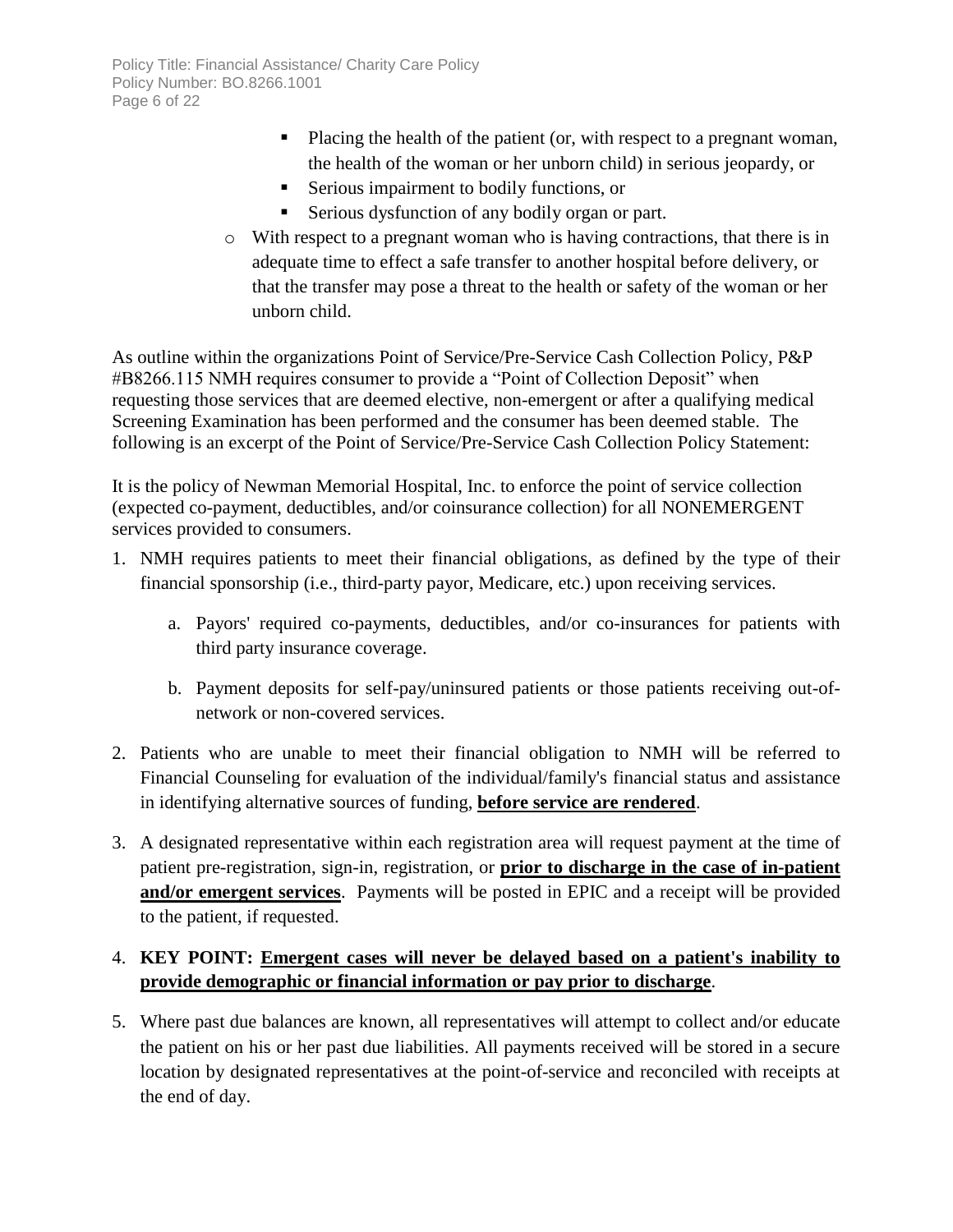- Placing the health of the patient (or, with respect to a pregnant woman, the health of the woman or her unborn child) in serious jeopardy, or
  - Serious impairment to bodily functions, or
  - Serious dysfunction of any bodily organ or part.
- With respect to a pregnant woman who is having contractions, that there is in adequate time to effect a safe transfer to another hospital before delivery, or that the transfer may pose a threat to the health or safety of the woman or her unborn child.

As outline within the organizations Point of Service/Pre-Service Cash Collection Policy, P&P #B8266.115 NMH requires consumer to provide a "Point of Collection Deposit" when requesting those services that are deemed elective, non-emergent or after a qualifying medical Screening Examination has been performed and the consumer has been deemed stable. The following is an excerpt of the Point of Service/Pre-Service Cash Collection Policy Statement:

It is the policy of Newman Memorial Hospital, Inc. to enforce the point of service collection (expected co-payment, deductibles, and/or coinsurance collection) for all NONEMERGENT services provided to consumers.

1. NMH requires patients to meet their financial obligations, as defined by the type of their financial sponsorship (i.e., third-party payor, Medicare, etc.) upon receiving services.

   a. Payors' required co-payments, deductibles, and/or co-insurances for patients with third party insurance coverage.

   b. Payment deposits for self-pay/uninsured patients or those patients receiving out-of-network or non-covered services.

2. Patients who are unable to meet their financial obligation to NMH will be referred to Financial Counseling for evaluation of the individual/family's financial status and assistance in identifying alternative sources of funding, **<u>before service are rendered</u>**.

3. A designated representative within each registration area will request payment at the time of patient pre-registration, sign-in, registration, or **<u>prior to discharge in the case of in-patient and/or emergent services</u>**. Payments will be posted in EPIC and a receipt will be provided to the patient, if requested.

4. **KEY POINT: <u>Emergent cases will never be delayed based on a patient's inability to provide demographic or financial information or pay prior to discharge</u>**.

5. Where past due balances are known, all representatives will attempt to collect and/or educate the patient on his or her past due liabilities. All payments received will be stored in a secure location by designated representatives at the point-of-service and reconciled with receipts at the end of day.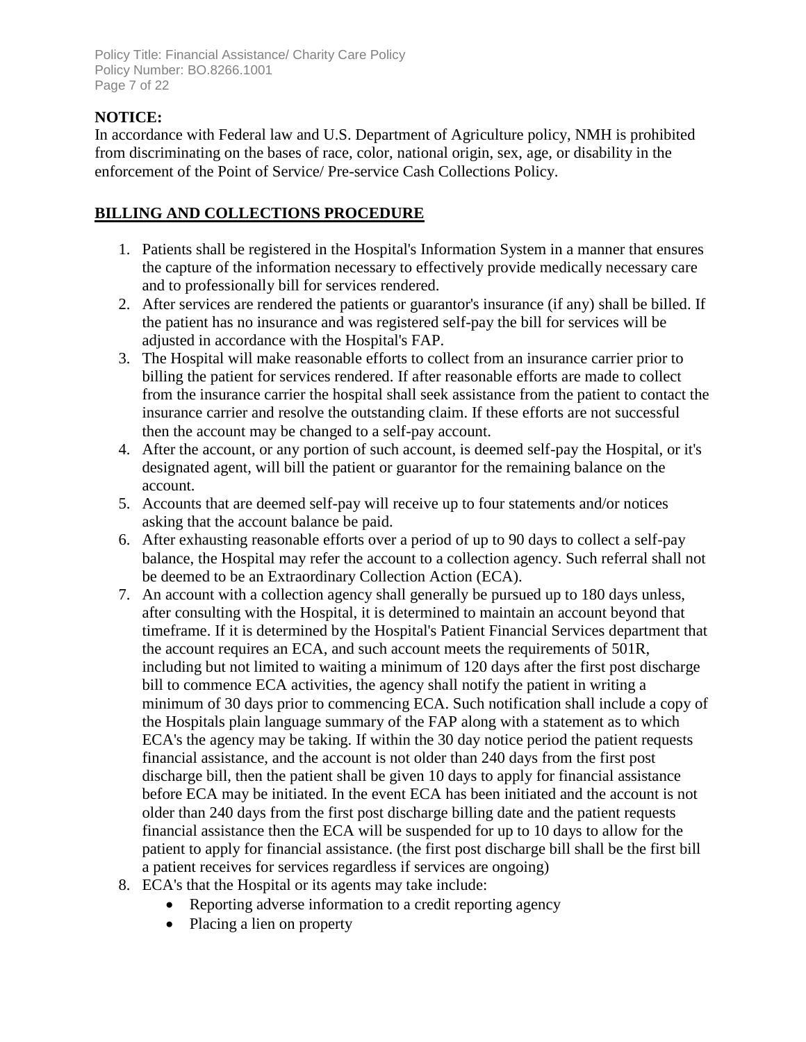**NOTICE:**
In accordance with Federal law and U.S. Department of Agriculture policy, NMH is prohibited from discriminating on the bases of race, color, national origin, sex, age, or disability in the enforcement of the Point of Service/ Pre-service Cash Collections Policy.

## BILLING AND COLLECTIONS PROCEDURE

1. Patients shall be registered in the Hospital's Information System in a manner that ensures the capture of the information necessary to effectively provide medically necessary care and to professionally bill for services rendered.
2. After services are rendered the patients or guarantor's insurance (if any) shall be billed. If the patient has no insurance and was registered self-pay the bill for services will be adjusted in accordance with the Hospital's FAP.
3. The Hospital will make reasonable efforts to collect from an insurance carrier prior to billing the patient for services rendered. If after reasonable efforts are made to collect from the insurance carrier the hospital shall seek assistance from the patient to contact the insurance carrier and resolve the outstanding claim. If these efforts are not successful then the account may be changed to a self-pay account.
4. After the account, or any portion of such account, is deemed self-pay the Hospital, or it's designated agent, will bill the patient or guarantor for the remaining balance on the account.
5. Accounts that are deemed self-pay will receive up to four statements and/or notices asking that the account balance be paid.
6. After exhausting reasonable efforts over a period of up to 90 days to collect a self-pay balance, the Hospital may refer the account to a collection agency. Such referral shall not be deemed to be an Extraordinary Collection Action (ECA).
7. An account with a collection agency shall generally be pursued up to 180 days unless, after consulting with the Hospital, it is determined to maintain an account beyond that timeframe. If it is determined by the Hospital's Patient Financial Services department that the account requires an ECA, and such account meets the requirements of 501R, including but not limited to waiting a minimum of 120 days after the first post discharge bill to commence ECA activities, the agency shall notify the patient in writing a minimum of 30 days prior to commencing ECA. Such notification shall include a copy of the Hospitals plain language summary of the FAP along with a statement as to which ECA's the agency may be taking. If within the 30 day notice period the patient requests financial assistance, and the account is not older than 240 days from the first post discharge bill, then the patient shall be given 10 days to apply for financial assistance before ECA may be initiated. In the event ECA has been initiated and the account is not older than 240 days from the first post discharge billing date and the patient requests financial assistance then the ECA will be suspended for up to 10 days to allow for the patient to apply for financial assistance. (the first post discharge bill shall be the first bill a patient receives for services regardless if services are ongoing)
8. ECA's that the Hospital or its agents may take include:
   - Reporting adverse information to a credit reporting agency
   - Placing a lien on property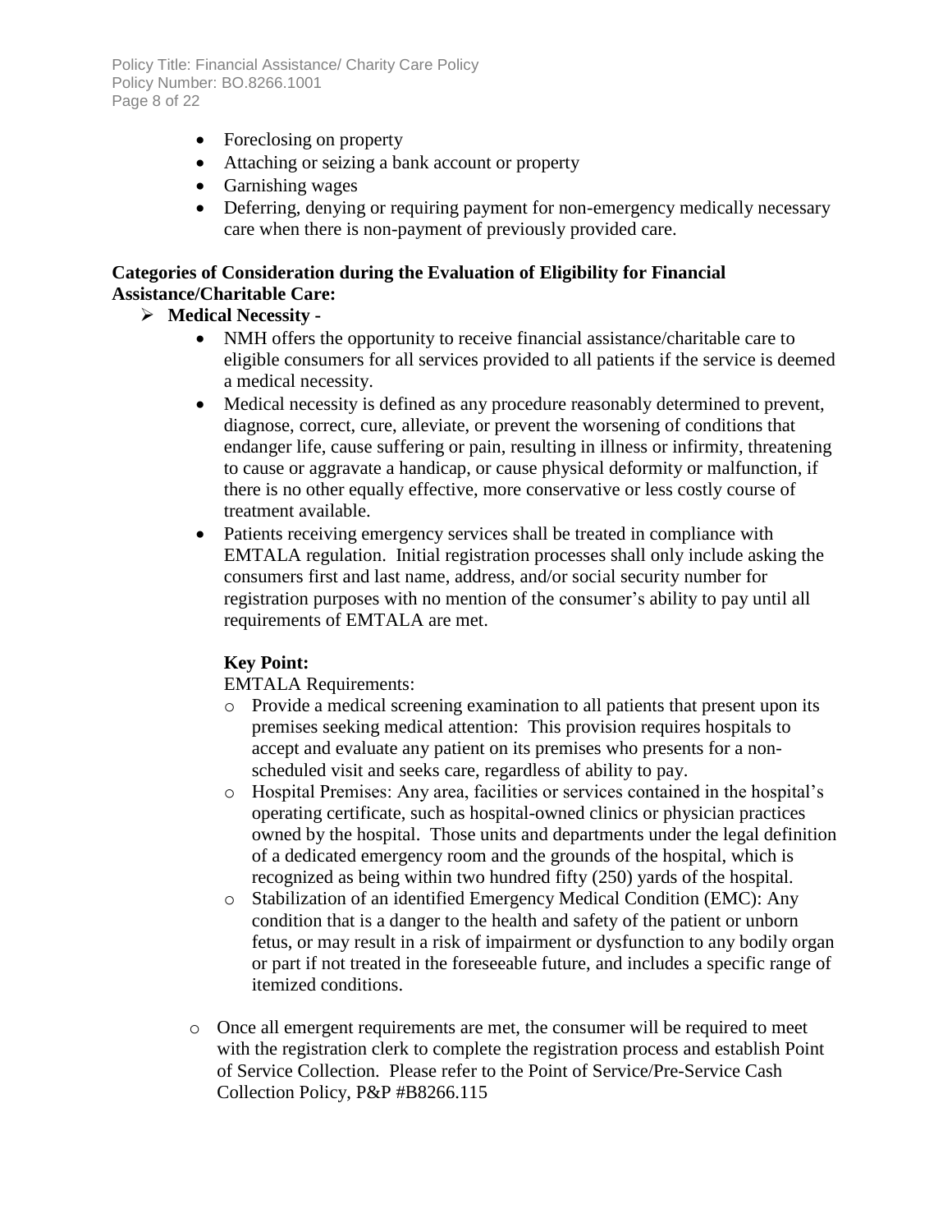- Foreclosing on property
- Attaching or seizing a bank account or property
- Garnishing wages
- Deferring, denying or requiring payment for non-emergency medically necessary care when there is non-payment of previously provided care.

**Categories of Consideration during the Evaluation of Eligibility for Financial Assistance/Charitable Care:**

- **Medical Necessity -**
  - NMH offers the opportunity to receive financial assistance/charitable care to eligible consumers for all services provided to all patients if the service is deemed a medical necessity.
  - Medical necessity is defined as any procedure reasonably determined to prevent, diagnose, correct, cure, alleviate, or prevent the worsening of conditions that endanger life, cause suffering or pain, resulting in illness or infirmity, threatening to cause or aggravate a handicap, or cause physical deformity or malfunction, if there is no other equally effective, more conservative or less costly course of treatment available.
  - Patients receiving emergency services shall be treated in compliance with EMTALA regulation. Initial registration processes shall only include asking the consumers first and last name, address, and/or social security number for registration purposes with no mention of the consumer's ability to pay until all requirements of EMTALA are met.

  **Key Point:**

  EMTALA Requirements:

  - Provide a medical screening examination to all patients that present upon its premises seeking medical attention: This provision requires hospitals to accept and evaluate any patient on its premises who presents for a non-scheduled visit and seeks care, regardless of ability to pay.
  - Hospital Premises: Any area, facilities or services contained in the hospital's operating certificate, such as hospital-owned clinics or physician practices owned by the hospital. Those units and departments under the legal definition of a dedicated emergency room and the grounds of the hospital, which is recognized as being within two hundred fifty (250) yards of the hospital.
  - Stabilization of an identified Emergency Medical Condition (EMC): Any condition that is a danger to the health and safety of the patient or unborn fetus, or may result in a risk of impairment or dysfunction to any bodily organ or part if not treated in the foreseeable future, and includes a specific range of itemized conditions.

  - Once all emergent requirements are met, the consumer will be required to meet with the registration clerk to complete the registration process and establish Point of Service Collection. Please refer to the Point of Service/Pre-Service Cash Collection Policy, P&P #B8266.115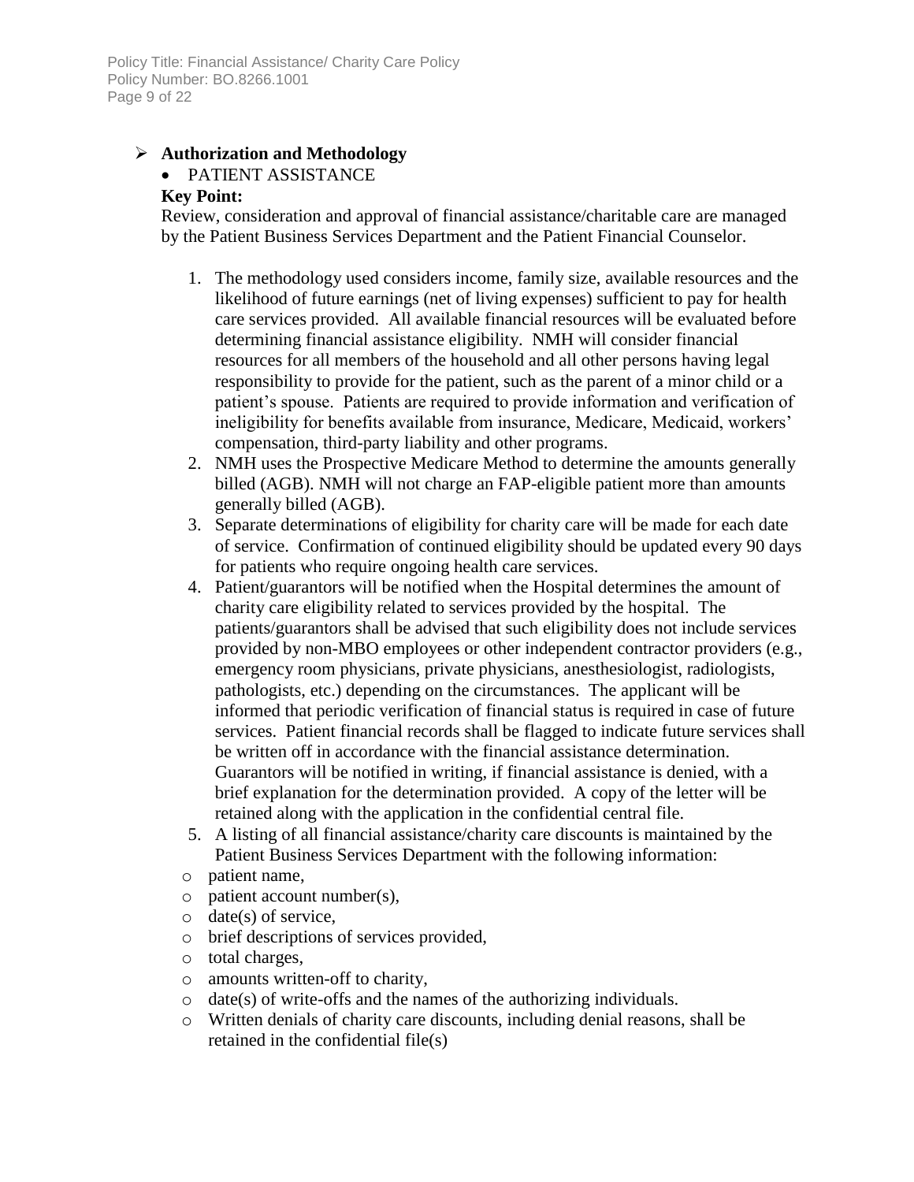- **Authorization and Methodology**
  - PATIENT ASSISTANCE

**Key Point:**

Review, consideration and approval of financial assistance/charitable care are managed by the Patient Business Services Department and the Patient Financial Counselor.

1. The methodology used considers income, family size, available resources and the likelihood of future earnings (net of living expenses) sufficient to pay for health care services provided. All available financial resources will be evaluated before determining financial assistance eligibility. NMH will consider financial resources for all members of the household and all other persons having legal responsibility to provide for the patient, such as the parent of a minor child or a patient's spouse. Patients are required to provide information and verification of ineligibility for benefits available from insurance, Medicare, Medicaid, workers' compensation, third-party liability and other programs.
2. NMH uses the Prospective Medicare Method to determine the amounts generally billed (AGB). NMH will not charge an FAP-eligible patient more than amounts generally billed (AGB).
3. Separate determinations of eligibility for charity care will be made for each date of service. Confirmation of continued eligibility should be updated every 90 days for patients who require ongoing health care services.
4. Patient/guarantors will be notified when the Hospital determines the amount of charity care eligibility related to services provided by the hospital. The patients/guarantors shall be advised that such eligibility does not include services provided by non-MBO employees or other independent contractor providers (e.g., emergency room physicians, private physicians, anesthesiologist, radiologists, pathologists, etc.) depending on the circumstances. The applicant will be informed that periodic verification of financial status is required in case of future services. Patient financial records shall be flagged to indicate future services shall be written off in accordance with the financial assistance determination. Guarantors will be notified in writing, if financial assistance is denied, with a brief explanation for the determination provided. A copy of the letter will be retained along with the application in the confidential central file.
5. A listing of all financial assistance/charity care discounts is maintained by the Patient Business Services Department with the following information:
   - patient name,
   - patient account number(s),
   - date(s) of service,
   - brief descriptions of services provided,
   - total charges,
   - amounts written-off to charity,
   - date(s) of write-offs and the names of the authorizing individuals.
   - Written denials of charity care discounts, including denial reasons, shall be retained in the confidential file(s)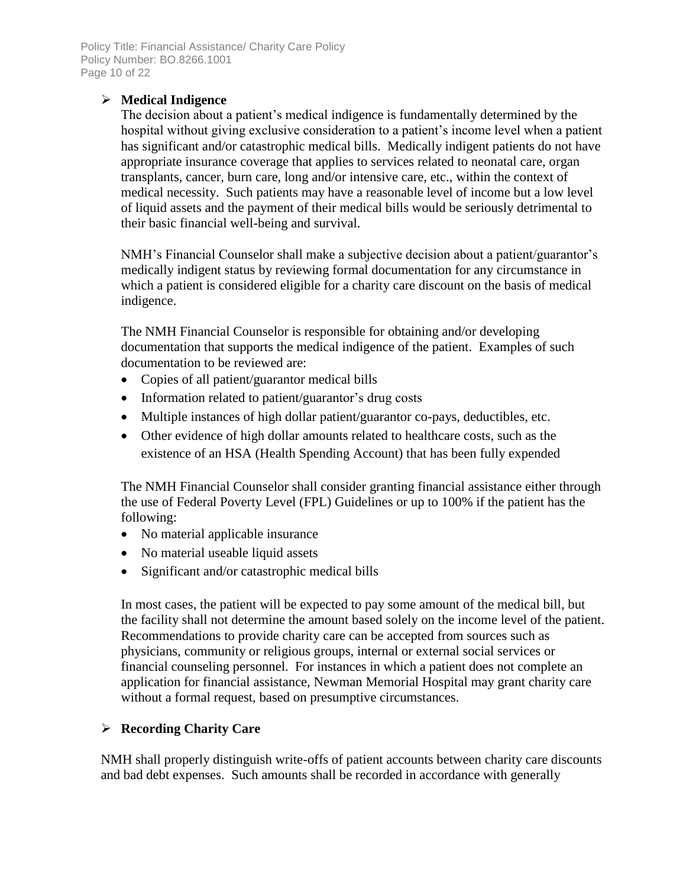- **Medical Indigence**

  The decision about a patient's medical indigence is fundamentally determined by the hospital without giving exclusive consideration to a patient's income level when a patient has significant and/or catastrophic medical bills. Medically indigent patients do not have appropriate insurance coverage that applies to services related to neonatal care, organ transplants, cancer, burn care, long and/or intensive care, etc., within the context of medical necessity. Such patients may have a reasonable level of income but a low level of liquid assets and the payment of their medical bills would be seriously detrimental to their basic financial well-being and survival.

  NMH's Financial Counselor shall make a subjective decision about a patient/guarantor's medically indigent status by reviewing formal documentation for any circumstance in which a patient is considered eligible for a charity care discount on the basis of medical indigence.

  The NMH Financial Counselor is responsible for obtaining and/or developing documentation that supports the medical indigence of the patient. Examples of such documentation to be reviewed are:

  - Copies of all patient/guarantor medical bills
  - Information related to patient/guarantor's drug costs
  - Multiple instances of high dollar patient/guarantor co-pays, deductibles, etc.
  - Other evidence of high dollar amounts related to healthcare costs, such as the existence of an HSA (Health Spending Account) that has been fully expended

  The NMH Financial Counselor shall consider granting financial assistance either through the use of Federal Poverty Level (FPL) Guidelines or up to 100% if the patient has the following:

  - No material applicable insurance
  - No material useable liquid assets
  - Significant and/or catastrophic medical bills

  In most cases, the patient will be expected to pay some amount of the medical bill, but the facility shall not determine the amount based solely on the income level of the patient. Recommendations to provide charity care can be accepted from sources such as physicians, community or religious groups, internal or external social services or financial counseling personnel. For instances in which a patient does not complete an application for financial assistance, Newman Memorial Hospital may grant charity care without a formal request, based on presumptive circumstances.

- **Recording Charity Care**

NMH shall properly distinguish write-offs of patient accounts between charity care discounts and bad debt expenses. Such amounts shall be recorded in accordance with generally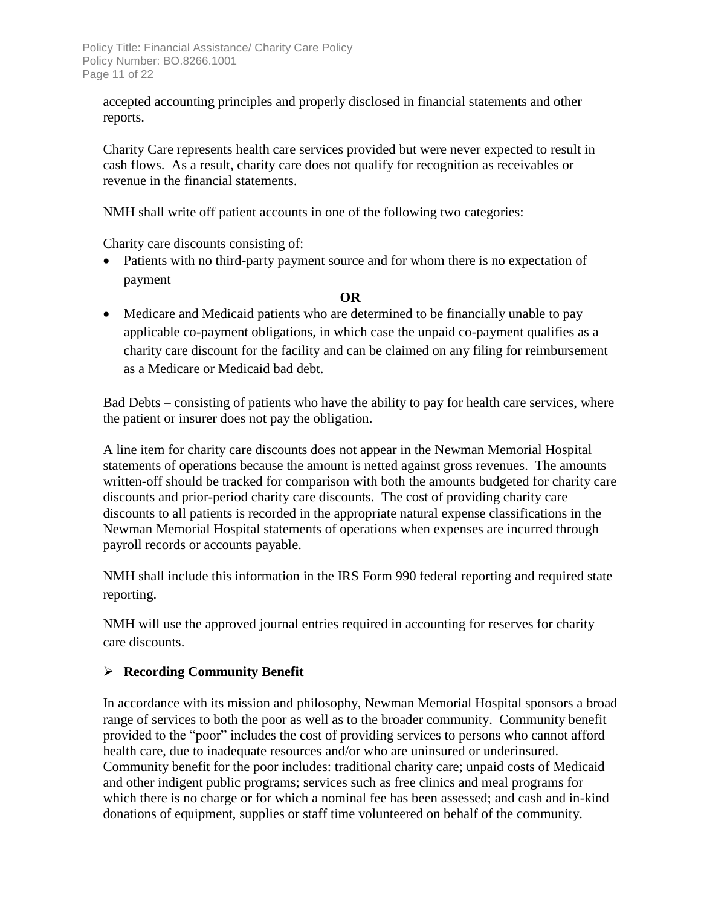accepted accounting principles and properly disclosed in financial statements and other reports.

Charity Care represents health care services provided but were never expected to result in cash flows. As a result, charity care does not qualify for recognition as receivables or revenue in the financial statements.

NMH shall write off patient accounts in one of the following two categories:

Charity care discounts consisting of:

- Patients with no third-party payment source and for whom there is no expectation of payment

**OR**

- Medicare and Medicaid patients who are determined to be financially unable to pay applicable co-payment obligations, in which case the unpaid co-payment qualifies as a charity care discount for the facility and can be claimed on any filing for reimbursement as a Medicare or Medicaid bad debt.

Bad Debts – consisting of patients who have the ability to pay for health care services, where the patient or insurer does not pay the obligation.

A line item for charity care discounts does not appear in the Newman Memorial Hospital statements of operations because the amount is netted against gross revenues. The amounts written-off should be tracked for comparison with both the amounts budgeted for charity care discounts and prior-period charity care discounts. The cost of providing charity care discounts to all patients is recorded in the appropriate natural expense classifications in the Newman Memorial Hospital statements of operations when expenses are incurred through payroll records or accounts payable.

NMH shall include this information in the IRS Form 990 federal reporting and required state reporting.

NMH will use the approved journal entries required in accounting for reserves for charity care discounts.

- **Recording Community Benefit**

In accordance with its mission and philosophy, Newman Memorial Hospital sponsors a broad range of services to both the poor as well as to the broader community. Community benefit provided to the "poor" includes the cost of providing services to persons who cannot afford health care, due to inadequate resources and/or who are uninsured or underinsured. Community benefit for the poor includes: traditional charity care; unpaid costs of Medicaid and other indigent public programs; services such as free clinics and meal programs for which there is no charge or for which a nominal fee has been assessed; and cash and in-kind donations of equipment, supplies or staff time volunteered on behalf of the community.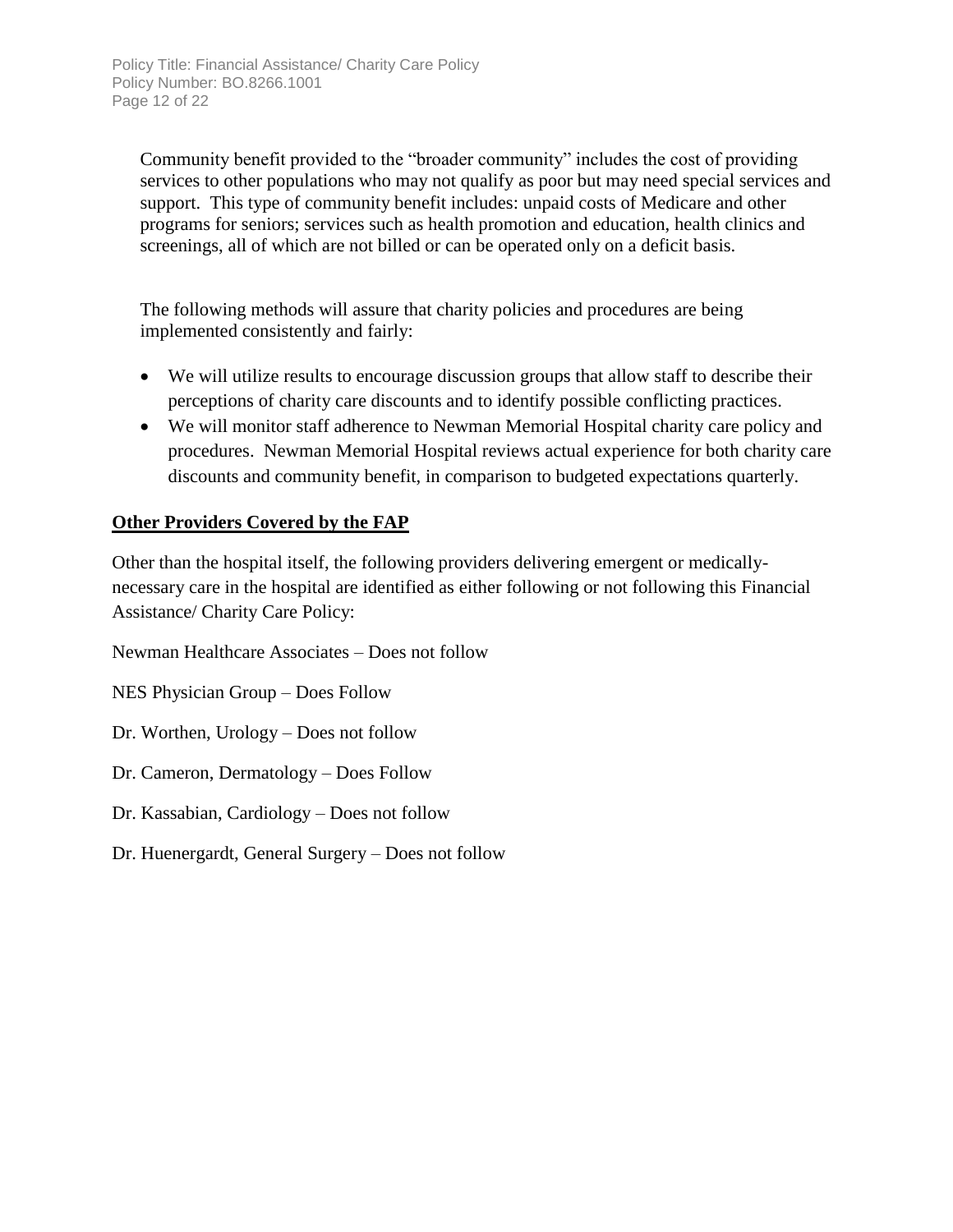Community benefit provided to the "broader community" includes the cost of providing services to other populations who may not qualify as poor but may need special services and support. This type of community benefit includes: unpaid costs of Medicare and other programs for seniors; services such as health promotion and education, health clinics and screenings, all of which are not billed or can be operated only on a deficit basis.

The following methods will assure that charity policies and procedures are being implemented consistently and fairly:

- We will utilize results to encourage discussion groups that allow staff to describe their perceptions of charity care discounts and to identify possible conflicting practices.
- We will monitor staff adherence to Newman Memorial Hospital charity care policy and procedures. Newman Memorial Hospital reviews actual experience for both charity care discounts and community benefit, in comparison to budgeted expectations quarterly.

## Other Providers Covered by the FAP

Other than the hospital itself, the following providers delivering emergent or medically-necessary care in the hospital are identified as either following or not following this Financial Assistance/ Charity Care Policy:

Newman Healthcare Associates – Does not follow

NES Physician Group – Does Follow

Dr. Worthen, Urology – Does not follow

Dr. Cameron, Dermatology – Does Follow

Dr. Kassabian, Cardiology – Does not follow

Dr. Huenergardt, General Surgery – Does not follow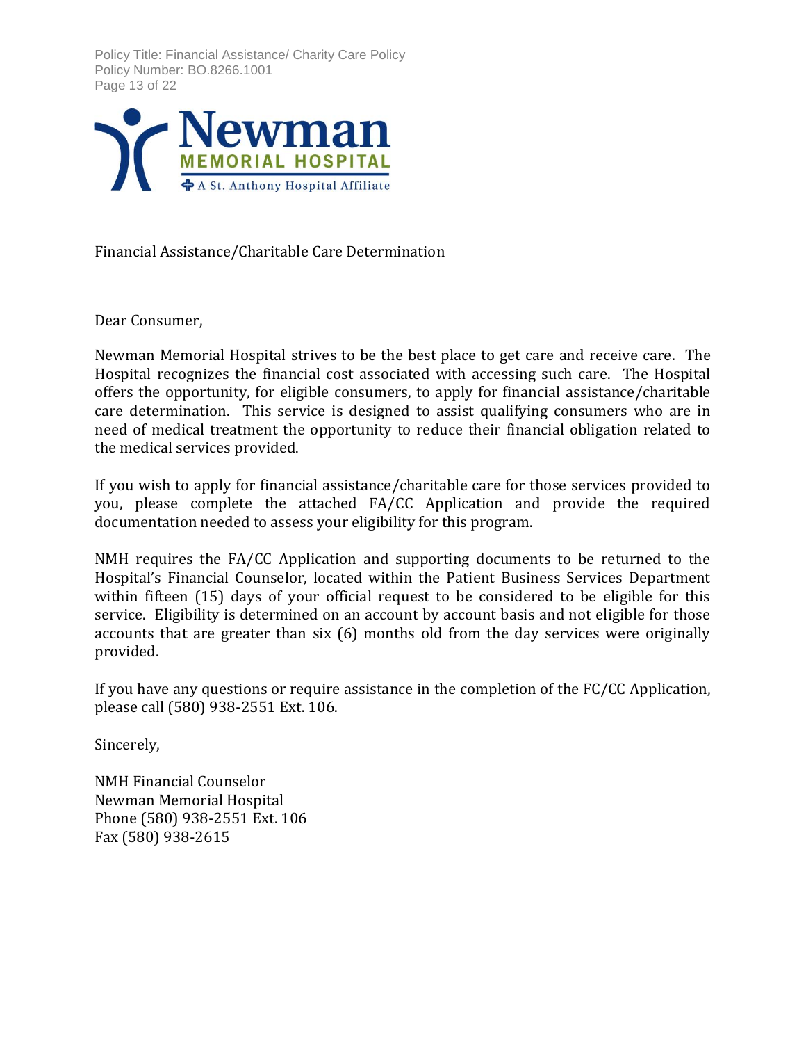Financial Assistance/Charitable Care Determination

Dear Consumer,

Newman Memorial Hospital strives to be the best place to get care and receive care. The Hospital recognizes the financial cost associated with accessing such care. The Hospital offers the opportunity, for eligible consumers, to apply for financial assistance/charitable care determination. This service is designed to assist qualifying consumers who are in need of medical treatment the opportunity to reduce their financial obligation related to the medical services provided.

If you wish to apply for financial assistance/charitable care for those services provided to you, please complete the attached FA/CC Application and provide the required documentation needed to assess your eligibility for this program.

NMH requires the FA/CC Application and supporting documents to be returned to the Hospital's Financial Counselor, located within the Patient Business Services Department within fifteen (15) days of your official request to be considered to be eligible for this service. Eligibility is determined on an account by account basis and not eligible for those accounts that are greater than six (6) months old from the day services were originally provided.

If you have any questions or require assistance in the completion of the FC/CC Application, please call (580) 938-2551 Ext. 106.

Sincerely,

NMH Financial Counselor
Newman Memorial Hospital
Phone (580) 938-2551 Ext. 106
Fax (580) 938-2615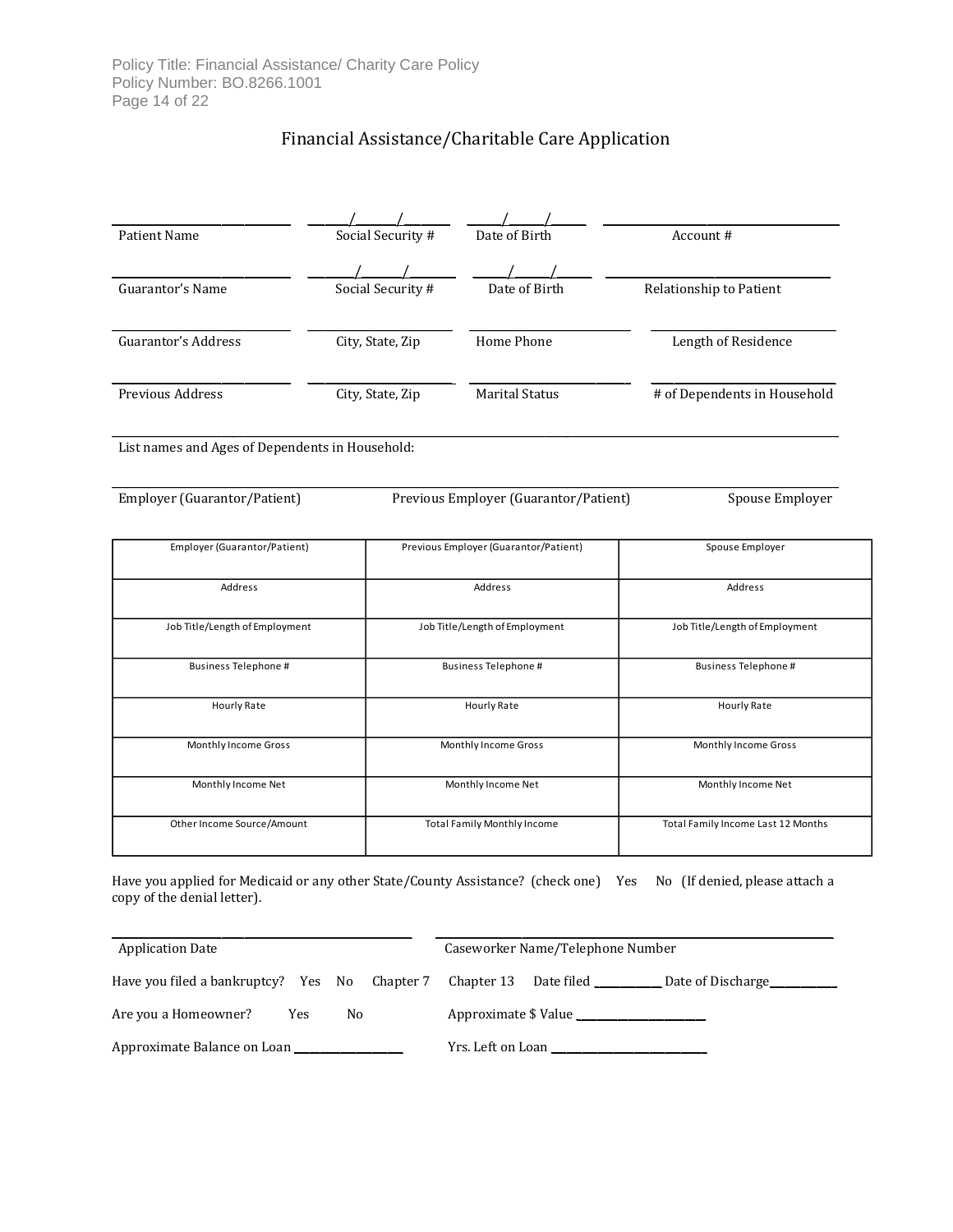# Financial Assistance/Charitable Care Application

| Patient Name | Social Security # | Date of Birth | Account # |
|---|---|---|---|
| Guarantor's Name | Social Security # | Date of Birth | Relationship to Patient |
| Guarantor's Address | City, State, Zip | Home Phone | Length of Residence |
| Previous Address | City, State, Zip | Marital Status | # of Dependents in Household |

List names and Ages of Dependents in Household:

Employer (Guarantor/Patient) Previous Employer (Guarantor/Patient) Spouse Employer

| Employer (Guarantor/Patient) | Previous Employer (Guarantor/Patient) | Spouse Employer |
|---|---|---|
| Address | Address | Address |
| Job Title/Length of Employment | Job Title/Length of Employment | Job Title/Length of Employment |
| Business Telephone # | Business Telephone # | Business Telephone # |
| Hourly Rate | Hourly Rate | Hourly Rate |
| Monthly Income Gross | Monthly Income Gross | Monthly Income Gross |
| Monthly Income Net | Monthly Income Net | Monthly Income Net |
| Other Income Source/Amount | Total Family Monthly Income | Total Family Income Last 12 Months |

Have you applied for Medicaid or any other State/County Assistance? (check one) Yes No (If denied, please attach a copy of the denial letter).

Application Date ______________________ Caseworker Name/Telephone Number ______________________

Have you filed a bankruptcy? Yes No Chapter 7 Chapter 13 Date filed __________ Date of Discharge__________

Are you a Homeowner? Yes No Approximate $ Value __________________

Approximate Balance on Loan ______________ Yrs. Left on Loan ______________________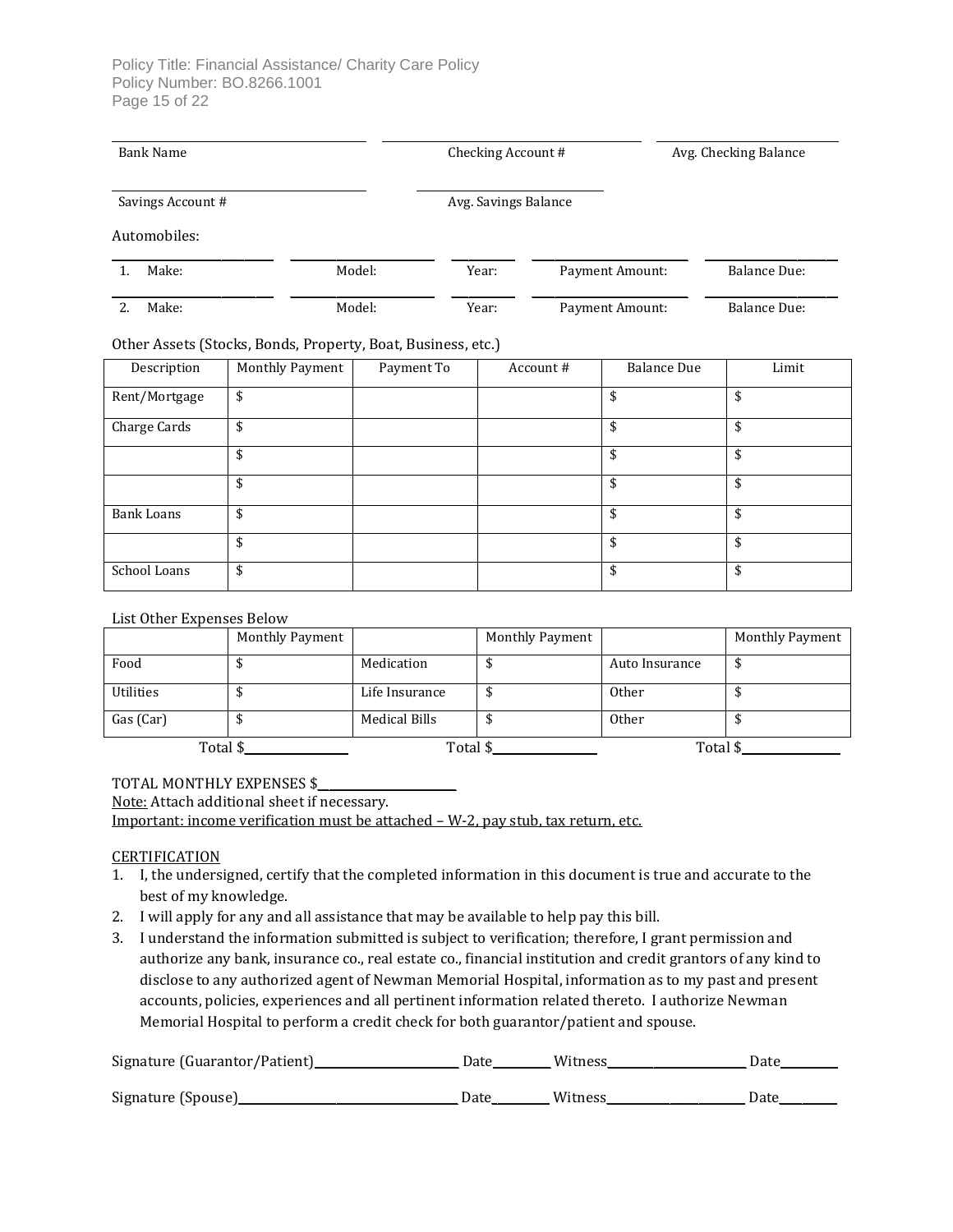| Bank Name | Checking Account # | Avg. Checking Balance |
|---|---|---|
| | | |

| Savings Account # | Avg. Savings Balance |
|---|---|
| | |

Automobiles:

| | Make: | Model: | Year: | Payment Amount: | Balance Due: |
|---|---|---|---|---|---|
| 1. | | | | | |
| 2. | | | | | |

Other Assets (Stocks, Bonds, Property, Boat, Business, etc.)

| Description | Monthly Payment | Payment To | Account # | Balance Due | Limit |
|---|---|---|---|---|---|
| Rent/Mortgage | $ | | | $ | $ |
| Charge Cards | $ | | | $ | $ |
| | $ | | | $ | $ |
| | $ | | | $ | $ |
| Bank Loans | $ | | | $ | $ |
| | $ | | | $ | $ |
| School Loans | $ | | | $ | $ |

List Other Expenses Below

| | Monthly Payment | | Monthly Payment | | Monthly Payment |
|---|---|---|---|---|---|
| Food | $ | Medication | $ | Auto Insurance | $ |
| Utilities | $ | Life Insurance | $ | Other | $ |
| Gas (Car) | $ | Medical Bills | $ | Other | $ |
| Total $ | | Total $ | | Total $ | |

TOTAL MONTHLY EXPENSES $______________

Note: Attach additional sheet if necessary.

Important: income verification must be attached – W-2, pay stub, tax return, etc.

CERTIFICATION

1. I, the undersigned, certify that the completed information in this document is true and accurate to the best of my knowledge.
2. I will apply for any and all assistance that may be available to help pay this bill.
3. I understand the information submitted is subject to verification; therefore, I grant permission and authorize any bank, insurance co., real estate co., financial institution and credit grantors of any kind to disclose to any authorized agent of Newman Memorial Hospital, information as to my past and present accounts, policies, experiences and all pertinent information related thereto. I authorize Newman Memorial Hospital to perform a credit check for both guarantor/patient and spouse.

Signature (Guarantor/Patient)______________ Date________ Witness______________ Date________

Signature (Spouse)______________________ Date________ Witness______________ Date________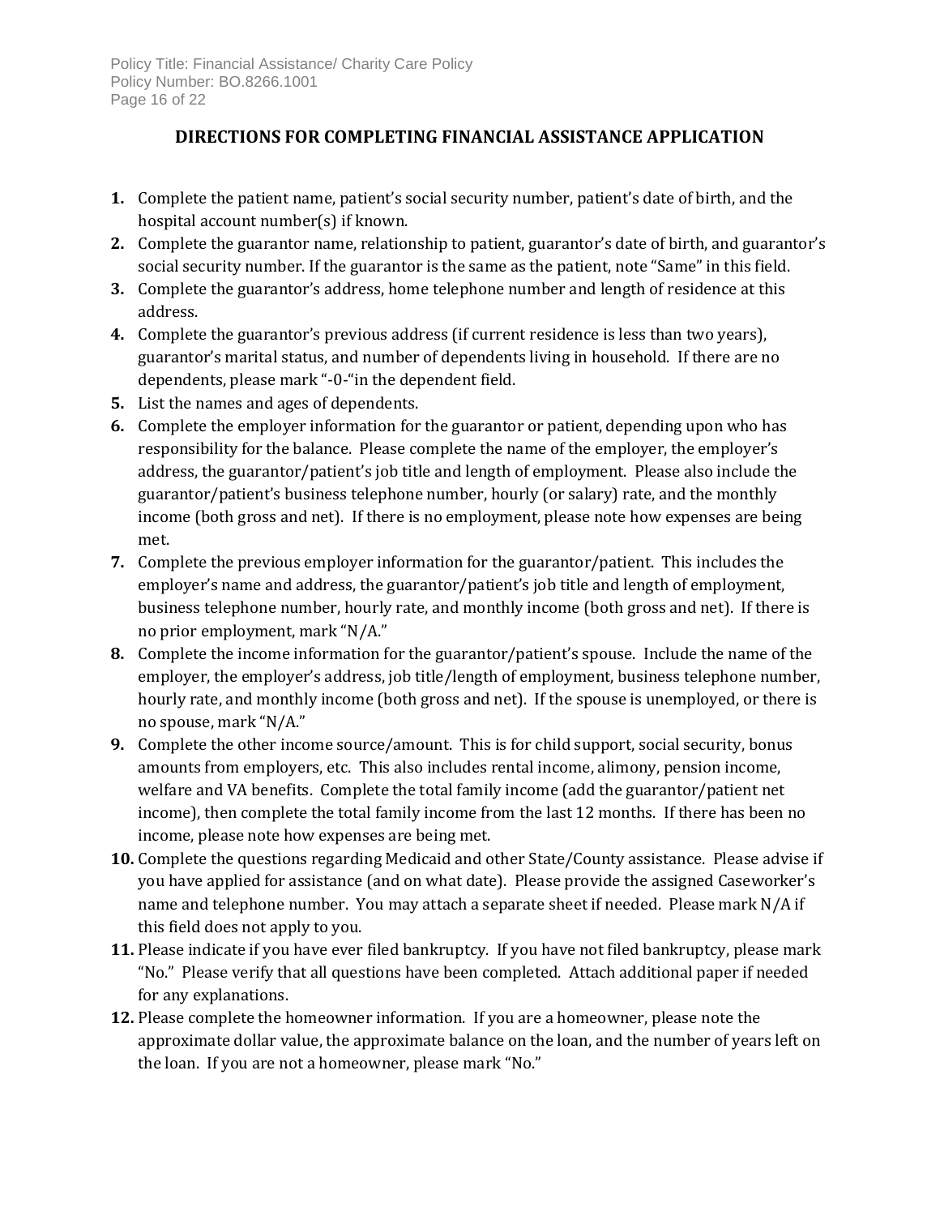## DIRECTIONS FOR COMPLETING FINANCIAL ASSISTANCE APPLICATION

1. Complete the patient name, patient's social security number, patient's date of birth, and the hospital account number(s) if known.
2. Complete the guarantor name, relationship to patient, guarantor's date of birth, and guarantor's social security number. If the guarantor is the same as the patient, note "Same" in this field.
3. Complete the guarantor's address, home telephone number and length of residence at this address.
4. Complete the guarantor's previous address (if current residence is less than two years), guarantor's marital status, and number of dependents living in household. If there are no dependents, please mark "-0-"in the dependent field.
5. List the names and ages of dependents.
6. Complete the employer information for the guarantor or patient, depending upon who has responsibility for the balance. Please complete the name of the employer, the employer's address, the guarantor/patient's job title and length of employment. Please also include the guarantor/patient's business telephone number, hourly (or salary) rate, and the monthly income (both gross and net). If there is no employment, please note how expenses are being met.
7. Complete the previous employer information for the guarantor/patient. This includes the employer's name and address, the guarantor/patient's job title and length of employment, business telephone number, hourly rate, and monthly income (both gross and net). If there is no prior employment, mark "N/A."
8. Complete the income information for the guarantor/patient's spouse. Include the name of the employer, the employer's address, job title/length of employment, business telephone number, hourly rate, and monthly income (both gross and net). If the spouse is unemployed, or there is no spouse, mark "N/A."
9. Complete the other income source/amount. This is for child support, social security, bonus amounts from employers, etc. This also includes rental income, alimony, pension income, welfare and VA benefits. Complete the total family income (add the guarantor/patient net income), then complete the total family income from the last 12 months. If there has been no income, please note how expenses are being met.
10. Complete the questions regarding Medicaid and other State/County assistance. Please advise if you have applied for assistance (and on what date). Please provide the assigned Caseworker's name and telephone number. You may attach a separate sheet if needed. Please mark N/A if this field does not apply to you.
11. Please indicate if you have ever filed bankruptcy. If you have not filed bankruptcy, please mark "No." Please verify that all questions have been completed. Attach additional paper if needed for any explanations.
12. Please complete the homeowner information. If you are a homeowner, please note the approximate dollar value, the approximate balance on the loan, and the number of years left on the loan. If you are not a homeowner, please mark "No."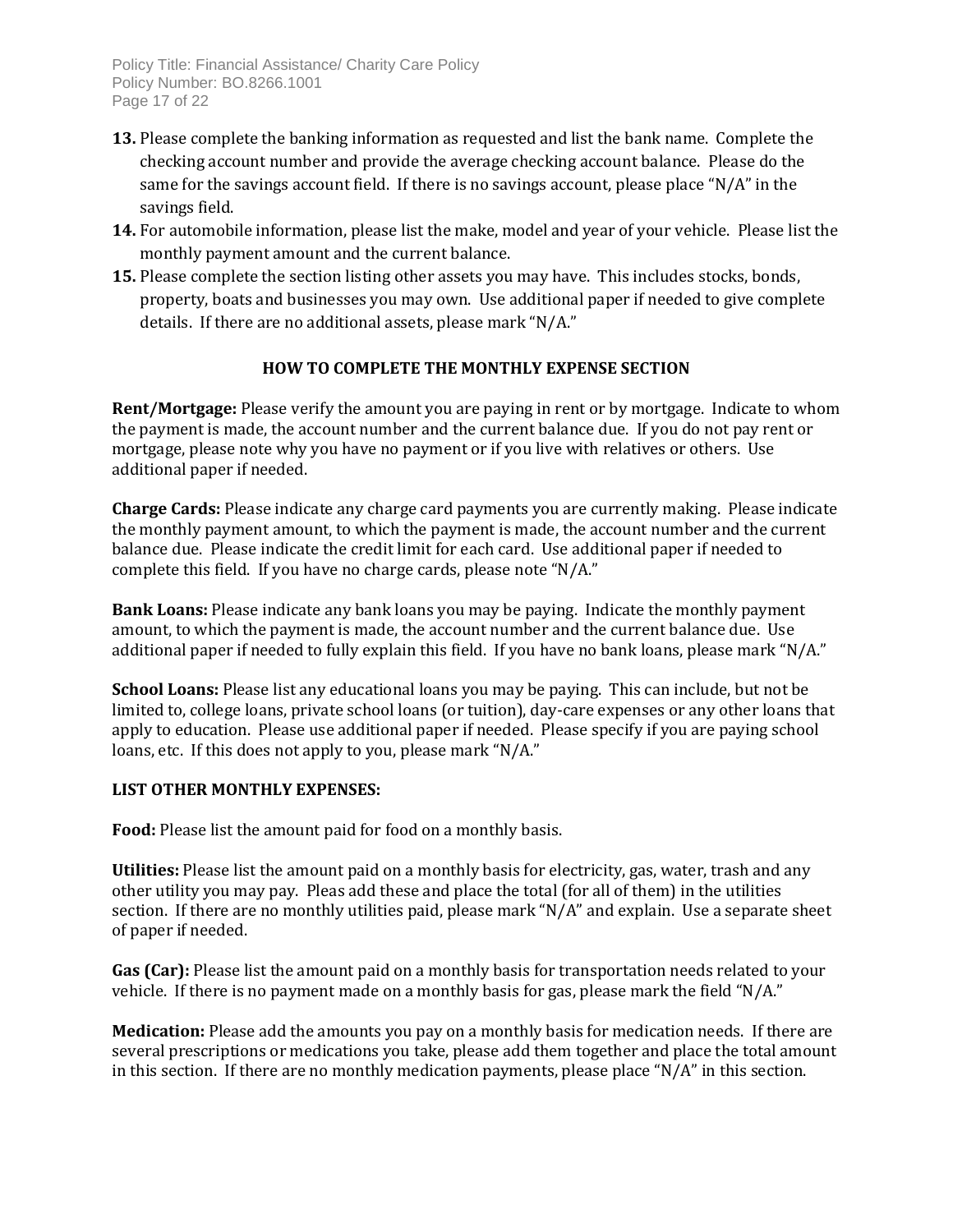13. Please complete the banking information as requested and list the bank name. Complete the checking account number and provide the average checking account balance. Please do the same for the savings account field. If there is no savings account, please place "N/A" in the savings field.
14. For automobile information, please list the make, model and year of your vehicle. Please list the monthly payment amount and the current balance.
15. Please complete the section listing other assets you may have. This includes stocks, bonds, property, boats and businesses you may own. Use additional paper if needed to give complete details. If there are no additional assets, please mark "N/A."

## HOW TO COMPLETE THE MONTHLY EXPENSE SECTION

**Rent/Mortgage:** Please verify the amount you are paying in rent or by mortgage. Indicate to whom the payment is made, the account number and the current balance due. If you do not pay rent or mortgage, please note why you have no payment or if you live with relatives or others. Use additional paper if needed.

**Charge Cards:** Please indicate any charge card payments you are currently making. Please indicate the monthly payment amount, to which the payment is made, the account number and the current balance due. Please indicate the credit limit for each card. Use additional paper if needed to complete this field. If you have no charge cards, please note "N/A."

**Bank Loans:** Please indicate any bank loans you may be paying. Indicate the monthly payment amount, to which the payment is made, the account number and the current balance due. Use additional paper if needed to fully explain this field. If you have no bank loans, please mark "N/A."

**School Loans:** Please list any educational loans you may be paying. This can include, but not be limited to, college loans, private school loans (or tuition), day-care expenses or any other loans that apply to education. Please use additional paper if needed. Please specify if you are paying school loans, etc. If this does not apply to you, please mark "N/A."

**LIST OTHER MONTHLY EXPENSES:**

**Food:** Please list the amount paid for food on a monthly basis.

**Utilities:** Please list the amount paid on a monthly basis for electricity, gas, water, trash and any other utility you may pay. Pleas add these and place the total (for all of them) in the utilities section. If there are no monthly utilities paid, please mark "N/A" and explain. Use a separate sheet of paper if needed.

**Gas (Car):** Please list the amount paid on a monthly basis for transportation needs related to your vehicle. If there is no payment made on a monthly basis for gas, please mark the field "N/A."

**Medication:** Please add the amounts you pay on a monthly basis for medication needs. If there are several prescriptions or medications you take, please add them together and place the total amount in this section. If there are no monthly medication payments, please place "N/A" in this section.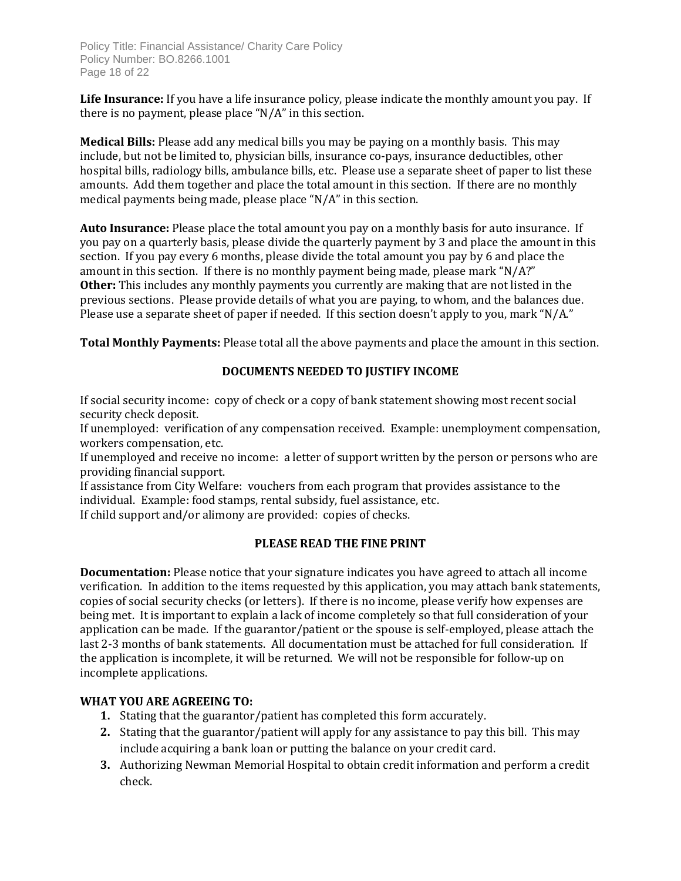**Life Insurance:** If you have a life insurance policy, please indicate the monthly amount you pay. If there is no payment, please place "N/A" in this section.

**Medical Bills:** Please add any medical bills you may be paying on a monthly basis. This may include, but not be limited to, physician bills, insurance co-pays, insurance deductibles, other hospital bills, radiology bills, ambulance bills, etc. Please use a separate sheet of paper to list these amounts. Add them together and place the total amount in this section. If there are no monthly medical payments being made, please place "N/A" in this section.

**Auto Insurance:** Please place the total amount you pay on a monthly basis for auto insurance. If you pay on a quarterly basis, please divide the quarterly payment by 3 and place the amount in this section. If you pay every 6 months, please divide the total amount you pay by 6 and place the amount in this section. If there is no monthly payment being made, please mark "N/A?"
**Other:** This includes any monthly payments you currently are making that are not listed in the previous sections. Please provide details of what you are paying, to whom, and the balances due. Please use a separate sheet of paper if needed. If this section doesn't apply to you, mark "N/A."

**Total Monthly Payments:** Please total all the above payments and place the amount in this section.

## DOCUMENTS NEEDED TO JUSTIFY INCOME

If social security income: copy of check or a copy of bank statement showing most recent social security check deposit.
If unemployed: verification of any compensation received. Example: unemployment compensation, workers compensation, etc.
If unemployed and receive no income: a letter of support written by the person or persons who are providing financial support.
If assistance from City Welfare: vouchers from each program that provides assistance to the individual. Example: food stamps, rental subsidy, fuel assistance, etc.
If child support and/or alimony are provided: copies of checks.

## PLEASE READ THE FINE PRINT

**Documentation:** Please notice that your signature indicates you have agreed to attach all income verification. In addition to the items requested by this application, you may attach bank statements, copies of social security checks (or letters). If there is no income, please verify how expenses are being met. It is important to explain a lack of income completely so that full consideration of your application can be made. If the guarantor/patient or the spouse is self-employed, please attach the last 2-3 months of bank statements. All documentation must be attached for full consideration. If the application is incomplete, it will be returned. We will not be responsible for follow-up on incomplete applications.

**WHAT YOU ARE AGREEING TO:**

1. Stating that the guarantor/patient has completed this form accurately.
2. Stating that the guarantor/patient will apply for any assistance to pay this bill. This may include acquiring a bank loan or putting the balance on your credit card.
3. Authorizing Newman Memorial Hospital to obtain credit information and perform a credit check.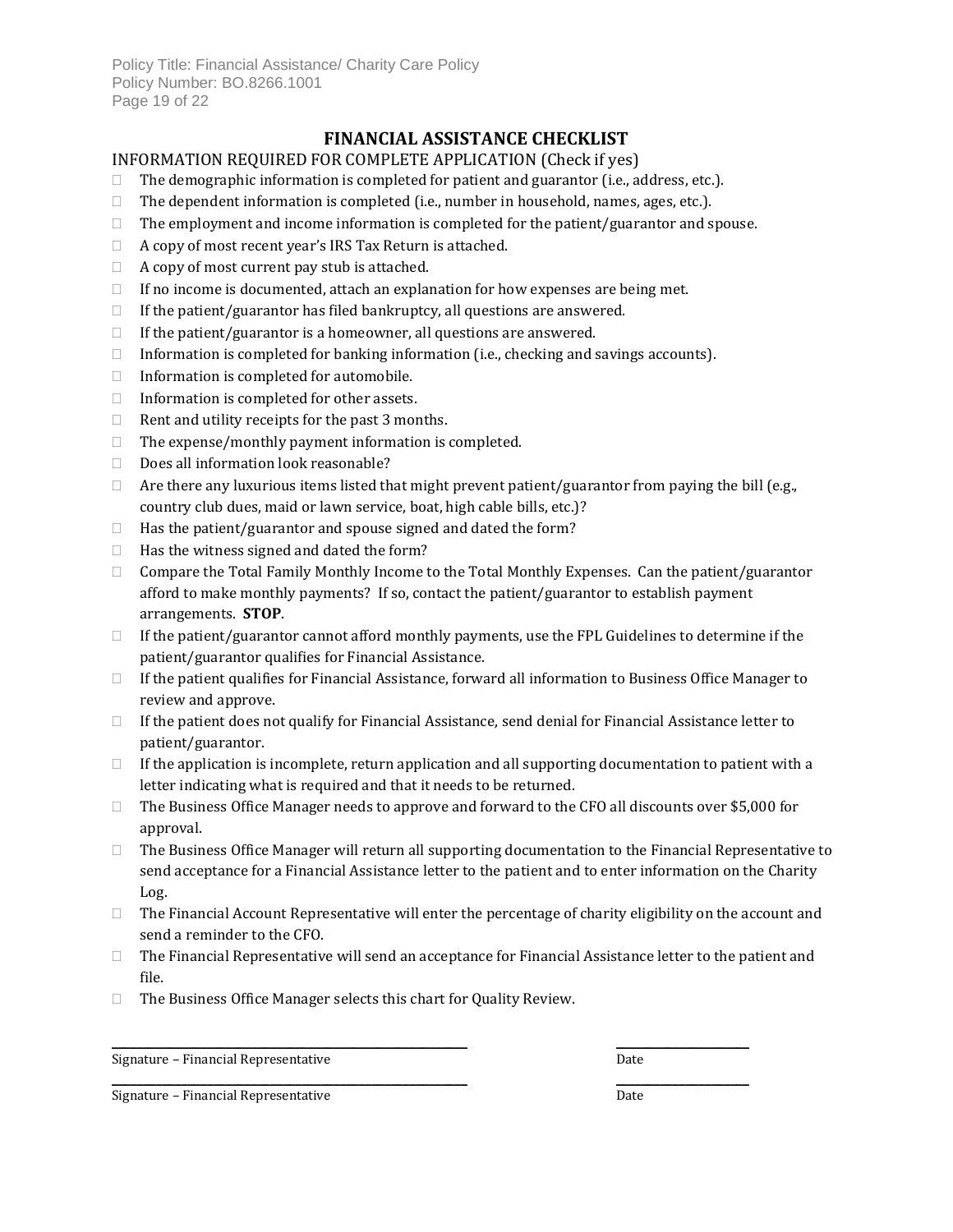# FINANCIAL ASSISTANCE CHECKLIST

INFORMATION REQUIRED FOR COMPLETE APPLICATION (Check if yes)

- ☐ The demographic information is completed for patient and guarantor (i.e., address, etc.).
- ☐ The dependent information is completed (i.e., number in household, names, ages, etc.).
- ☐ The employment and income information is completed for the patient/guarantor and spouse.
- ☐ A copy of most recent year's IRS Tax Return is attached.
- ☐ A copy of most current pay stub is attached.
- ☐ If no income is documented, attach an explanation for how expenses are being met.
- ☐ If the patient/guarantor has filed bankruptcy, all questions are answered.
- ☐ If the patient/guarantor is a homeowner, all questions are answered.
- ☐ Information is completed for banking information (i.e., checking and savings accounts).
- ☐ Information is completed for automobile.
- ☐ Information is completed for other assets.
- ☐ Rent and utility receipts for the past 3 months.
- ☐ The expense/monthly payment information is completed.
- ☐ Does all information look reasonable?
- ☐ Are there any luxurious items listed that might prevent patient/guarantor from paying the bill (e.g., country club dues, maid or lawn service, boat, high cable bills, etc.)?
- ☐ Has the patient/guarantor and spouse signed and dated the form?
- ☐ Has the witness signed and dated the form?
- ☐ Compare the Total Family Monthly Income to the Total Monthly Expenses. Can the patient/guarantor afford to make monthly payments? If so, contact the patient/guarantor to establish payment arrangements. **STOP**.
- ☐ If the patient/guarantor cannot afford monthly payments, use the FPL Guidelines to determine if the patient/guarantor qualifies for Financial Assistance.
- ☐ If the patient qualifies for Financial Assistance, forward all information to Business Office Manager to review and approve.
- ☐ If the patient does not qualify for Financial Assistance, send denial for Financial Assistance letter to patient/guarantor.
- ☐ If the application is incomplete, return application and all supporting documentation to patient with a letter indicating what is required and that it needs to be returned.
- ☐ The Business Office Manager needs to approve and forward to the CFO all discounts over $5,000 for approval.
- ☐ The Business Office Manager will return all supporting documentation to the Financial Representative to send acceptance for a Financial Assistance letter to the patient and to enter information on the Charity Log.
- ☐ The Financial Account Representative will enter the percentage of charity eligibility on the account and send a reminder to the CFO.
- ☐ The Financial Representative will send an acceptance for Financial Assistance letter to the patient and file.
- ☐ The Business Office Manager selects this chart for Quality Review.

\_\_\_\_\_\_\_\_\_\_\_\_\_\_\_\_\_\_\_\_\_\_\_\_\_\_\_\_\_\_\_\_\_\_\_\_\_\_\_\_ \_\_\_\_\_\_\_\_\_\_\_\_\_\_\_\_
Signature – Financial Representative Date

\_\_\_\_\_\_\_\_\_\_\_\_\_\_\_\_\_\_\_\_\_\_\_\_\_\_\_\_\_\_\_\_\_\_\_\_\_\_\_\_ \_\_\_\_\_\_\_\_\_\_\_\_\_\_\_\_
Signature – Financial Representative Date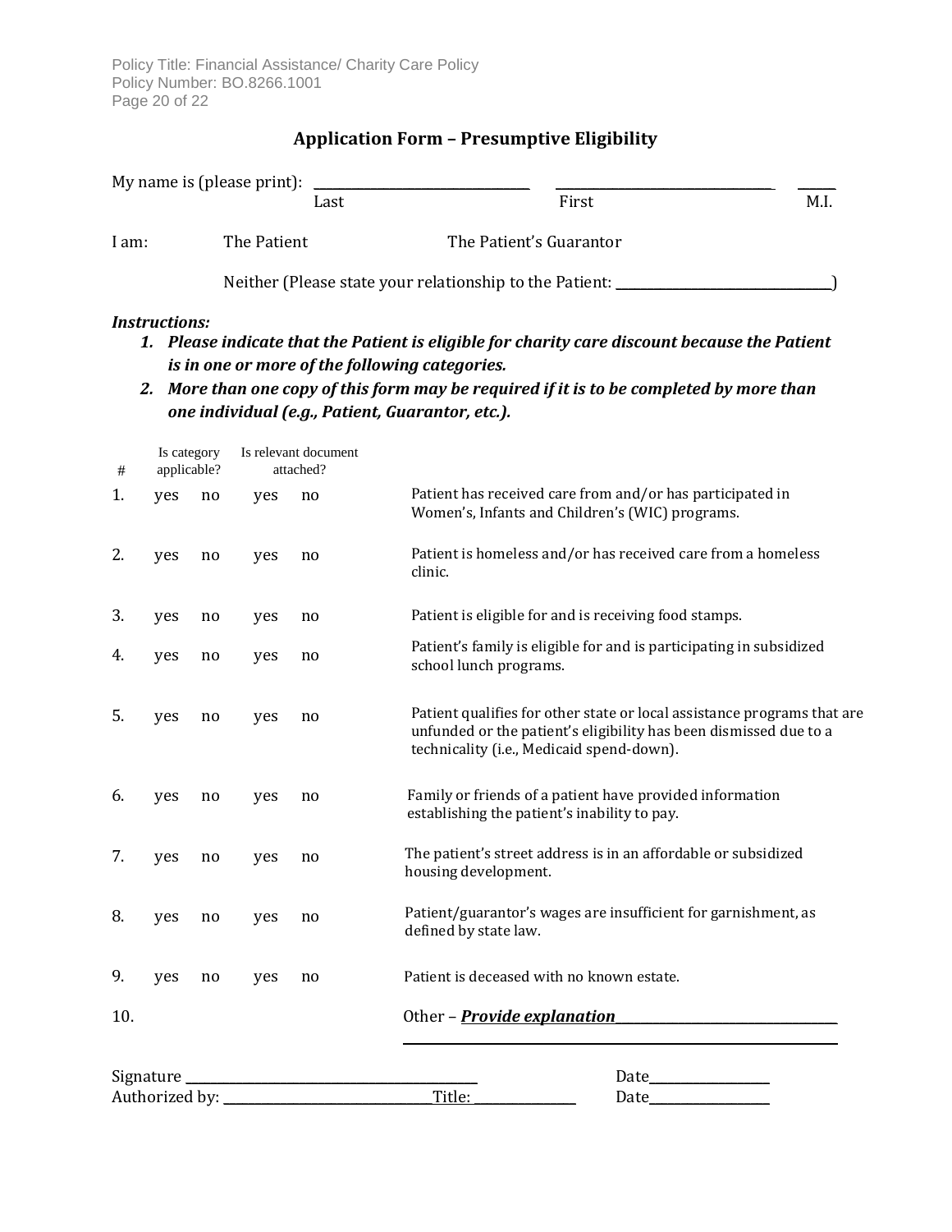## Application Form – Presumptive Eligibility

My name is (please print): ______________________ ______________________ ______
Last First M.I.

I am: The Patient The Patient's Guarantor

Neither (Please state your relationship to the Patient: ______________________)

***Instructions:***

1. ***Please indicate that the Patient is eligible for charity care discount because the Patient is in one or more of the following categories.***
2. ***More than one copy of this form may be required if it is to be completed by more than one individual (e.g., Patient, Guarantor, etc.).***

| # | Is category applicable? | | Is relevant document attached? | | |
|---|---|---|---|---|---|
| 1. | yes | no | yes | no | Patient has received care from and/or has participated in Women's, Infants and Children's (WIC) programs. |
| 2. | yes | no | yes | no | Patient is homeless and/or has received care from a homeless clinic. |
| 3. | yes | no | yes | no | Patient is eligible for and is receiving food stamps. |
| 4. | yes | no | yes | no | Patient's family is eligible for and is participating in subsidized school lunch programs. |
| 5. | yes | no | yes | no | Patient qualifies for other state or local assistance programs that are unfunded or the patient's eligibility has been dismissed due to a technicality (i.e., Medicaid spend-down). |
| 6. | yes | no | yes | no | Family or friends of a patient have provided information establishing the patient's inability to pay. |
| 7. | yes | no | yes | no | The patient's street address is in an affordable or subsidized housing development. |
| 8. | yes | no | yes | no | Patient/guarantor's wages are insufficient for garnishment, as defined by state law. |
| 9. | yes | no | yes | no | Patient is deceased with no known estate. |
| 10. | | | | | Other – ***Provide explanation***______________________ |

Signature ______________________ Date__________

Authorized by: ______________________ Title: __________ Date__________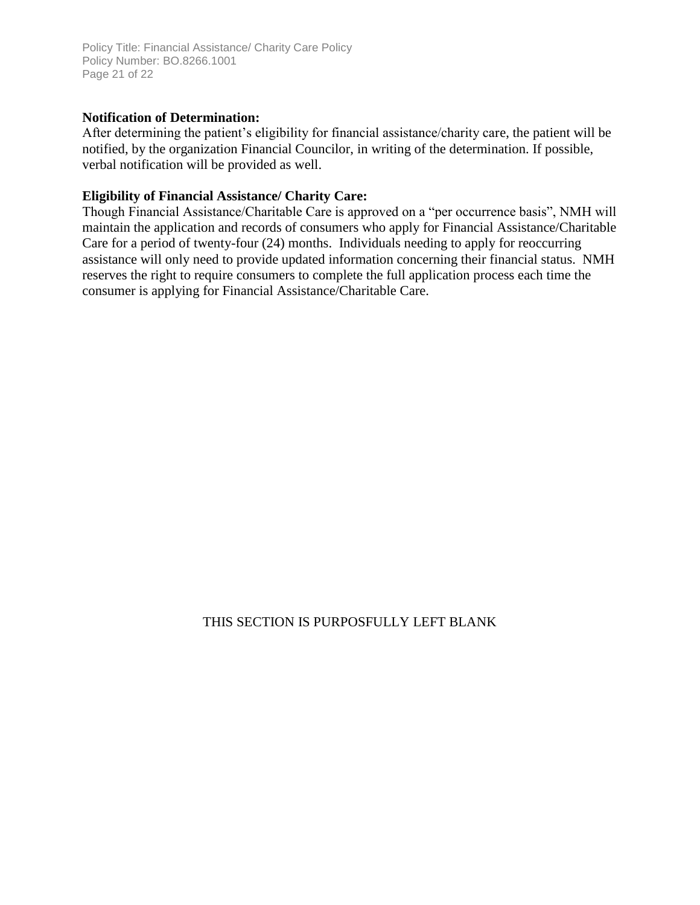**Notification of Determination:**
After determining the patient's eligibility for financial assistance/charity care, the patient will be notified, by the organization Financial Councilor, in writing of the determination. If possible, verbal notification will be provided as well.

**Eligibility of Financial Assistance/ Charity Care:**
Though Financial Assistance/Charitable Care is approved on a "per occurrence basis", NMH will maintain the application and records of consumers who apply for Financial Assistance/Charitable Care for a period of twenty-four (24) months. Individuals needing to apply for reoccurring assistance will only need to provide updated information concerning their financial status. NMH reserves the right to require consumers to complete the full application process each time the consumer is applying for Financial Assistance/Charitable Care.

THIS SECTION IS PURPOSFULLY LEFT BLANK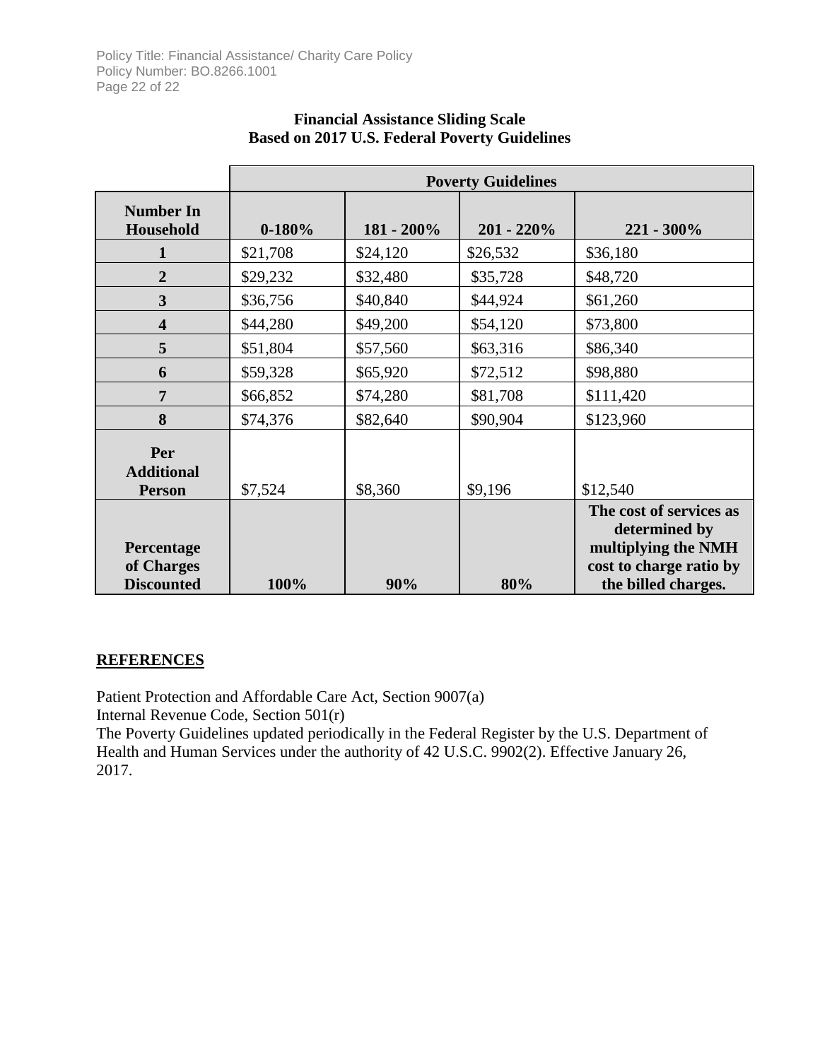**Financial Assistance Sliding Scale**
**Based on 2017 U.S. Federal Poverty Guidelines**

| | Poverty Guidelines | | | |
|---|---|---|---|---|
| **Number In Household** | **0-180%** | **181 - 200%** | **201 - 220%** | **221 - 300%** |
| **1** | $21,708 | $24,120 | $26,532 | $36,180 |
| **2** | $29,232 | $32,480 | $35,728 | $48,720 |
| **3** | $36,756 | $40,840 | $44,924 | $61,260 |
| **4** | $44,280 | $49,200 | $54,120 | $73,800 |
| **5** | $51,804 | $57,560 | $63,316 | $86,340 |
| **6** | $59,328 | $65,920 | $72,512 | $98,880 |
| **7** | $66,852 | $74,280 | $81,708 | $111,420 |
| **8** | $74,376 | $82,640 | $90,904 | $123,960 |
| **Per Additional Person** | $7,524 | $8,360 | $9,196 | $12,540 |
| **Percentage of Charges Discounted** | **100%** | **90%** | **80%** | **The cost of services as determined by multiplying the NMH cost to charge ratio by the billed charges.** |

## REFERENCES

Patient Protection and Affordable Care Act, Section 9007(a)
Internal Revenue Code, Section 501(r)
The Poverty Guidelines updated periodically in the Federal Register by the U.S. Department of Health and Human Services under the authority of 42 U.S.C. 9902(2). Effective January 26, 2017.